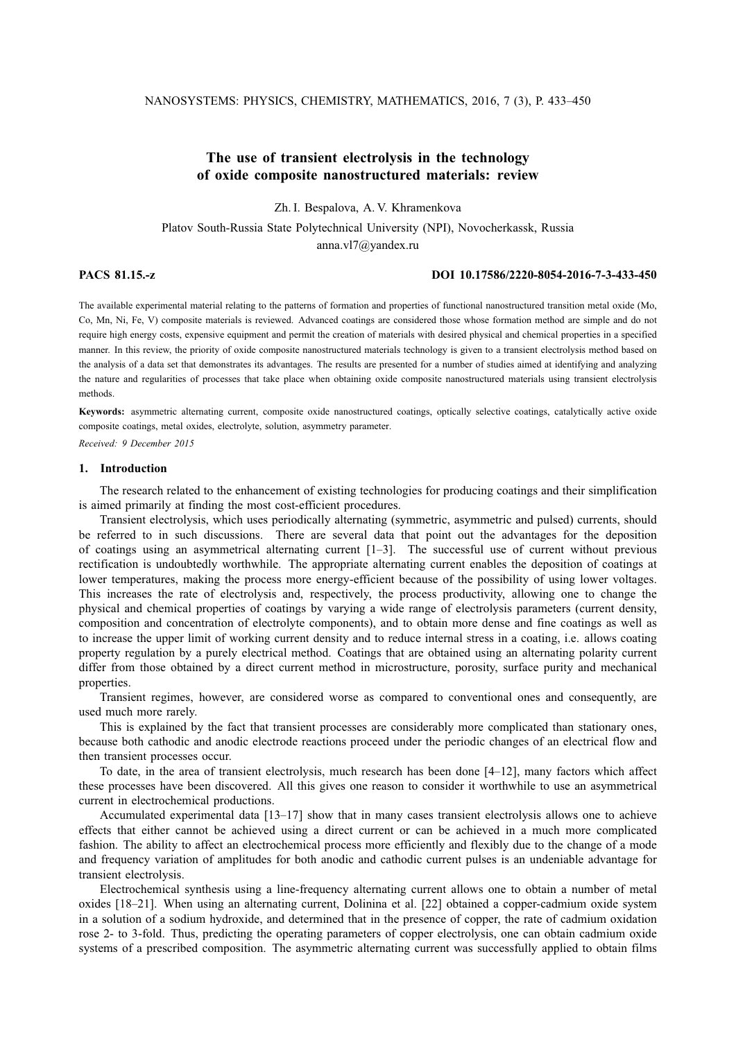# The use of transient electrolysis in the technology of oxide composite nanostructured materials: review

Zh. I. Bespalova, A. V. Khramenkova

Platov South-Russia State Polytechnical University (NPI), Novocherkassk, Russia

anna.vl7@yandex.ru

**PACS 81.15.-z** **DOI 10.17586/2220-8054-2016-7-3-433-450**

The available experimental material relating to the patterns of formation and properties of functional nanostructured transition metal oxide (Mo, Co, Mn, Ni, Fe, V) composite materials is reviewed. Advanced coatings are considered those whose formation method are simple and do not require high energy costs, expensive equipment and permit the creation of materials with desired physical and chemical properties in a specified manner. In this review, the priority of oxide composite nanostructured materials technology is given to a transient electrolysis method based on the analysis of a data set that demonstrates its advantages. The results are presented for a number of studies aimed at identifying and analyzing the nature and regularities of processes that take place when obtaining oxide composite nanostructured materials using transient electrolysis methods.

**Keywords:** asymmetric alternating current, composite oxide nanostructured coatings, optically selective coatings, catalytically active oxide composite coatings, metal oxides, electrolyte, solution, asymmetry parameter.

*Received: 9 December 2015*

## 1. Introduction

The research related to the enhancement of existing technologies for producing coatings and their simplification is aimed primarily at finding the most cost-efficient procedures.

Transient electrolysis, which uses periodically alternating (symmetric, asymmetric and pulsed) currents, should be referred to in such discussions. There are several data that point out the advantages for the deposition of coatings using an asymmetrical alternating current [1–3]. The successful use of current without previous rectification is undoubtedly worthwhile. The appropriate alternating current enables the deposition of coatings at lower temperatures, making the process more energy-efficient because of the possibility of using lower voltages. This increases the rate of electrolysis and, respectively, the process productivity, allowing one to change the physical and chemical properties of coatings by varying a wide range of electrolysis parameters (current density, composition and concentration of electrolyte components), and to obtain more dense and fine coatings as well as to increase the upper limit of working current density and to reduce internal stress in a coating, i.e. allows coating property regulation by a purely electrical method. Coatings that are obtained using an alternating polarity current differ from those obtained by a direct current method in microstructure, porosity, surface purity and mechanical properties.

Transient regimes, however, are considered worse as compared to conventional ones and consequently, are used much more rarely.

This is explained by the fact that transient processes are considerably more complicated than stationary ones, because both cathodic and anodic electrode reactions proceed under the periodic changes of an electrical flow and then transient processes occur.

To date, in the area of transient electrolysis, much research has been done [4–12], many factors which affect these processes have been discovered. All this gives one reason to consider it worthwhile to use an asymmetrical current in electrochemical productions.

Accumulated experimental data [13–17] show that in many cases transient electrolysis allows one to achieve effects that either cannot be achieved using a direct current or can be achieved in a much more complicated fashion. The ability to affect an electrochemical process more efficiently and flexibly due to the change of a mode and frequency variation of amplitudes for both anodic and cathodic current pulses is an undeniable advantage for transient electrolysis.

Electrochemical synthesis using a line-frequency alternating current allows one to obtain a number of metal oxides [18–21]. When using an alternating current, Dolinina et al. [22] obtained a copper-cadmium oxide system in a solution of a sodium hydroxide, and determined that in the presence of copper, the rate of cadmium oxidation rose 2- to 3-fold. Thus, predicting the operating parameters of copper electrolysis, one can obtain cadmium oxide systems of a prescribed composition. The asymmetric alternating current was successfully applied to obtain films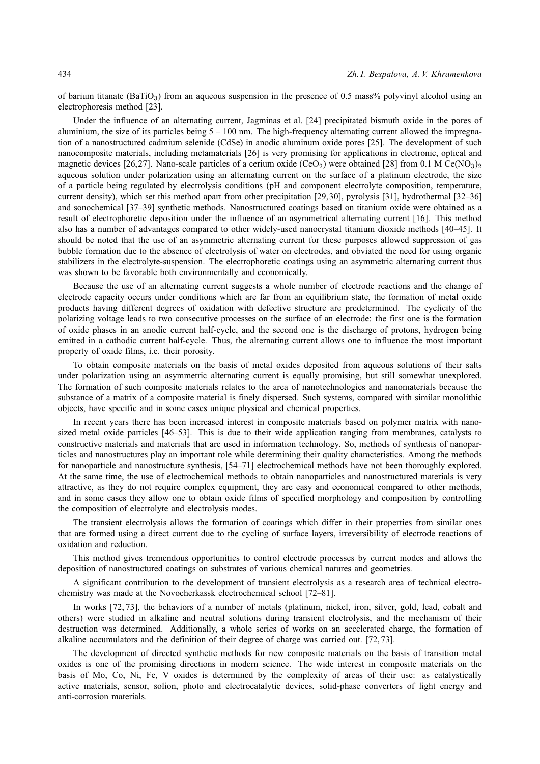of barium titanate ($BaTiO_3$) from an aqueous suspension in the presence of 0.5 mass% polyvinyl alcohol using an electrophoresis method [23].

Under the influence of an alternating current, Jagminas et al. [24] precipitated bismuth oxide in the pores of aluminium, the size of its particles being 5 – 100 nm. The high-frequency alternating current allowed the impregnation of a nanostructured cadmium selenide (CdSe) in anodic aluminum oxide pores [25]. The development of such nanocomposite materials, including metamaterials [26] is very promising for applications in electronic, optical and magnetic devices [26,27]. Nano-scale particles of a cerium oxide ($CeO_2$) were obtained [28] from 0.1 M $Ce(NO_3)_2$ aqueous solution under polarization using an alternating current on the surface of a platinum electrode, the size of a particle being regulated by electrolysis conditions (pH and component electrolyte composition, temperature, current density), which set this method apart from other precipitation [29,30], pyrolysis [31], hydrothermal [32–36] and sonochemical [37–39] synthetic methods. Nanostructured coatings based on titanium oxide were obtained as a result of electrophoretic deposition under the influence of an asymmetrical alternating current [16]. This method also has a number of advantages compared to other widely-used nanocrystal titanium dioxide methods [40–45]. It should be noted that the use of an asymmetric alternating current for these purposes allowed suppression of gas bubble formation due to the absence of electrolysis of water on electrodes, and obviated the need for using organic stabilizers in the electrolyte-suspension. The electrophoretic coatings using an asymmetric alternating current thus was shown to be favorable both environmentally and economically.

Because the use of an alternating current suggests a whole number of electrode reactions and the change of electrode capacity occurs under conditions which are far from an equilibrium state, the formation of metal oxide products having different degrees of oxidation with defective structure are predetermined. The cyclicity of the polarizing voltage leads to two consecutive processes on the surface of an electrode: the first one is the formation of oxide phases in an anodic current half-cycle, and the second one is the discharge of protons, hydrogen being emitted in a cathodic current half-cycle. Thus, the alternating current allows one to influence the most important property of oxide films, i.e. their porosity.

To obtain composite materials on the basis of metal oxides deposited from aqueous solutions of their salts under polarization using an asymmetric alternating current is equally promising, but still somewhat unexplored. The formation of such composite materials relates to the area of nanotechnologies and nanomaterials because the substance of a matrix of a composite material is finely dispersed. Such systems, compared with similar monolithic objects, have specific and in some cases unique physical and chemical properties.

In recent years there has been increased interest in composite materials based on polymer matrix with nano-sized metal oxide particles [46–53]. This is due to their wide application ranging from membranes, catalysts to constructive materials and materials that are used in information technology. So, methods of synthesis of nanoparticles and nanostructures play an important role while determining their quality characteristics. Among the methods for nanoparticle and nanostructure synthesis, [54–71] electrochemical methods have not been thoroughly explored. At the same time, the use of electrochemical methods to obtain nanoparticles and nanostructured materials is very attractive, as they do not require complex equipment, they are easy and economical compared to other methods, and in some cases they allow one to obtain oxide films of specified morphology and composition by controlling the composition of electrolyte and electrolysis modes.

The transient electrolysis allows the formation of coatings which differ in their properties from similar ones that are formed using a direct current due to the cycling of surface layers, irreversibility of electrode reactions of oxidation and reduction.

This method gives tremendous opportunities to control electrode processes by current modes and allows the deposition of nanostructured coatings on substrates of various chemical natures and geometries.

A significant contribution to the development of transient electrolysis as a research area of technical electrochemistry was made at the Novocherkassk electrochemical school [72–81].

In works [72, 73], the behaviors of a number of metals (platinum, nickel, iron, silver, gold, lead, cobalt and others) were studied in alkaline and neutral solutions during transient electrolysis, and the mechanism of their destruction was determined. Additionally, a whole series of works on an accelerated charge, the formation of alkaline accumulators and the definition of their degree of charge was carried out. [72, 73].

The development of directed synthetic methods for new composite materials on the basis of transition metal oxides is one of the promising directions in modern science. The wide interest in composite materials on the basis of Mo, Co, Ni, Fe, V oxides is determined by the complexity of areas of their use: as catalystically active materials, sensor, solion, photo and electrocatalytic devices, solid-phase converters of light energy and anti-corrosion materials.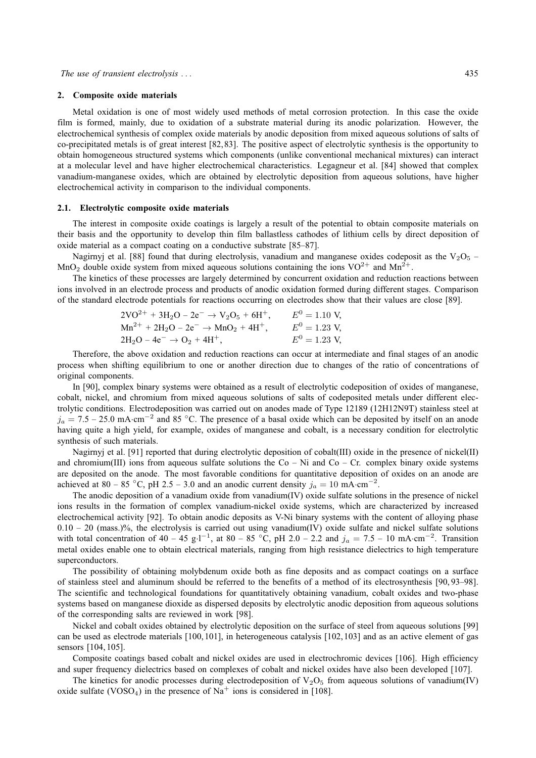## 2. Composite oxide materials

Metal oxidation is one of most widely used methods of metal corrosion protection. In this case the oxide film is formed, mainly, due to oxidation of a substrate material during its anodic polarization. However, the electrochemical synthesis of complex oxide materials by anodic deposition from mixed aqueous solutions of salts of co-precipitated metals is of great interest [82, 83]. The positive aspect of electrolytic synthesis is the opportunity to obtain homogeneous structured systems which components (unlike conventional mechanical mixtures) can interact at a molecular level and have higher electrochemical characteristics. Legagneur et al. [84] showed that complex vanadium-manganese oxides, which are obtained by electrolytic deposition from aqueous solutions, have higher electrochemical activity in comparison to the individual components.

### 2.1. Electrolytic composite oxide materials

The interest in composite oxide coatings is largely a result of the potential to obtain composite materials on their basis and the opportunity to develop thin film ballastless cathodes of lithium cells by direct deposition of oxide material as a compact coating on a conductive substrate [85–87].

Nagirnyj et al. [88] found that during electrolysis, vanadium and manganese oxides codeposit as the $V_2O_5$ – $MnO_2$ double oxide system from mixed aqueous solutions containing the ions $VO^{2+}$ and $Mn^{2+}$.

The kinetics of these processes are largely determined by concurrent oxidation and reduction reactions between ions involved in an electrode process and products of anodic oxidation formed during different stages. Comparison of the standard electrode potentials for reactions occurring on electrodes show that their values are close [89].

$$2VO^{2+} + 3H_2O - 2e^- \rightarrow V_2O_5 + 6H^+, \qquad E^0 = 1.10 \text{ V},$$
$$Mn^{2+} + 2H_2O - 2e^- \rightarrow MnO_2 + 4H^+, \qquad E^0 = 1.23 \text{ V},$$
$$2H_2O - 4e^- \rightarrow O_2 + 4H^+, \qquad E^0 = 1.23 \text{ V},$$

Therefore, the above oxidation and reduction reactions can occur at intermediate and final stages of an anodic process when shifting equilibrium to one or another direction due to changes of the ratio of concentrations of original components.

In [90], complex binary systems were obtained as a result of electrolytic codeposition of oxides of manganese, cobalt, nickel, and chromium from mixed aqueous solutions of salts of codeposited metals under different electrolytic conditions. Electrodeposition was carried out on anodes made of Type 12189 (12H12N9T) stainless steel at $j_a = 7.5 - 25.0$ mA·cm$^{-2}$ and 85 °C. The presence of a basal oxide which can be deposited by itself on an anode having quite a high yield, for example, oxides of manganese and cobalt, is a necessary condition for electrolytic synthesis of such materials.

Nagirnyj et al. [91] reported that during electrolytic deposition of cobalt(III) oxide in the presence of nickel(II) and chromium(III) ions from aqueous sulfate solutions the Co – Ni and Co – Cr. complex binary oxide systems are deposited on the anode. The most favorable conditions for quantitative deposition of oxides on an anode are achieved at 80 – 85 °C, pH 2.5 – 3.0 and an anodic current density $j_a = 10$ mA·cm$^{-2}$.

The anodic deposition of a vanadium oxide from vanadium(IV) oxide sulfate solutions in the presence of nickel ions results in the formation of complex vanadium-nickel oxide systems, which are characterized by increased electrochemical activity [92]. To obtain anodic deposits as V-Ni binary systems with the content of alloying phase 0.10 – 20 (mass.)%, the electrolysis is carried out using vanadium(IV) oxide sulfate and nickel sulfate solutions with total concentration of 40 – 45 g·l$^{-1}$, at 80 – 85 °C, pH 2.0 – 2.2 and $j_a = 7.5 - 10$ mA·cm$^{-2}$. Transition metal oxides enable one to obtain electrical materials, ranging from high resistance dielectrics to high temperature superconductors.

The possibility of obtaining molybdenum oxide both as fine deposits and as compact coatings on a surface of stainless steel and aluminum should be referred to the benefits of a method of its electrosynthesis [90, 93–98]. The scientific and technological foundations for quantitatively obtaining vanadium, cobalt oxides and two-phase systems based on manganese dioxide as dispersed deposits by electrolytic anodic deposition from aqueous solutions of the corresponding salts are reviewed in work [98].

Nickel and cobalt oxides obtained by electrolytic deposition on the surface of steel from aqueous solutions [99] can be used as electrode materials [100, 101], in heterogeneous catalysis [102, 103] and as an active element of gas sensors [104, 105].

Composite coatings based cobalt and nickel oxides are used in electrochromic devices [106]. High efficiency and super frequency dielectrics based on complexes of cobalt and nickel oxides have also been developed [107].

The kinetics for anodic processes during electrodeposition of $V_2O_5$ from aqueous solutions of vanadium(IV) oxide sulfate ($VOSO_4$) in the presence of $Na^+$ ions is considered in [108].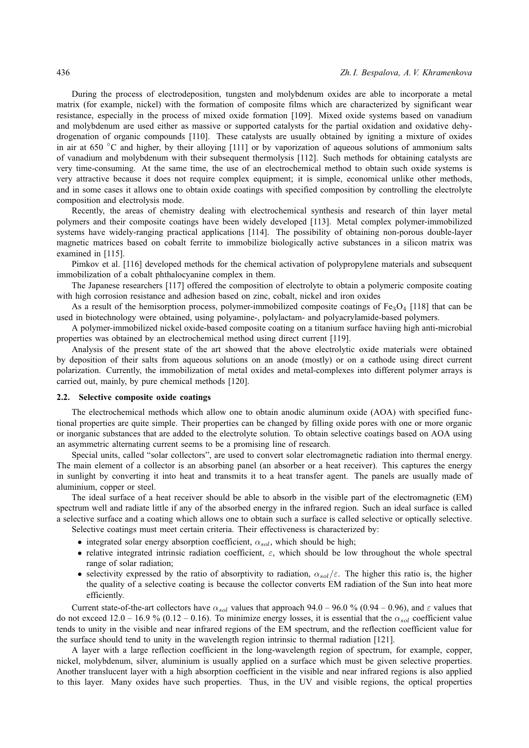During the process of electrodeposition, tungsten and molybdenum oxides are able to incorporate a metal matrix (for example, nickel) with the formation of composite films which are characterized by significant wear resistance, especially in the process of mixed oxide formation [109]. Mixed oxide systems based on vanadium and molybdenum are used either as massive or supported catalysts for the partial oxidation and oxidative dehydrogenation of organic compounds [110]. These catalysts are usually obtained by igniting a mixture of oxides in air at 650 °C and higher, by their alloying [111] or by vaporization of aqueous solutions of ammonium salts of vanadium and molybdenum with their subsequent thermolysis [112]. Such methods for obtaining catalysts are very time-consuming. At the same time, the use of an electrochemical method to obtain such oxide systems is very attractive because it does not require complex equipment; it is simple, economical unlike other methods, and in some cases it allows one to obtain oxide coatings with specified composition by controlling the electrolyte composition and electrolysis mode.

Recently, the areas of chemistry dealing with electrochemical synthesis and research of thin layer metal polymers and their composite coatings have been widely developed [113]. Metal complex polymer-immobilized systems have widely-ranging practical applications [114]. The possibility of obtaining non-porous double-layer magnetic matrices based on cobalt ferrite to immobilize biologically active substances in a silicon matrix was examined in [115].

Pimkov et al. [116] developed methods for the chemical activation of polypropylene materials and subsequent immobilization of a cobalt phthalocyanine complex in them.

The Japanese researchers [117] offered the composition of electrolyte to obtain a polymeric composite coating with high corrosion resistance and adhesion based on zinc, cobalt, nickel and iron oxides

As a result of the hemisorption process, polymer-immobilized composite coatings of $Fe_3O_4$ [118] that can be used in biotechnology were obtained, using polyamine-, polylactam- and polyacrylamide-based polymers.

A polymer-immobilized nickel oxide-based composite coating on a titanium surface haviing high anti-microbial properties was obtained by an electrochemical method using direct current [119].

Analysis of the present state of the art showed that the above electrolytic oxide materials were obtained by deposition of their salts from aqueous solutions on an anode (mostly) or on a cathode using direct current polarization. Currently, the immobilization of metal oxides and metal-complexes into different polymer arrays is carried out, mainly, by pure chemical methods [120].

### 2.2. Selective composite oxide coatings

The electrochemical methods which allow one to obtain anodic aluminum oxide (AOA) with specified functional properties are quite simple. Their properties can be changed by filling oxide pores with one or more organic or inorganic substances that are added to the electrolyte solution. To obtain selective coatings based on AOA using an asymmetric alternating current seems to be a promising line of research.

Special units, called "solar collectors", are used to convert solar electromagnetic radiation into thermal energy. The main element of a collector is an absorbing panel (an absorber or a heat receiver). This captures the energy in sunlight by converting it into heat and transmits it to a heat transfer agent. The panels are usually made of aluminium, copper or steel.

The ideal surface of a heat receiver should be able to absorb in the visible part of the electromagnetic (EM) spectrum well and radiate little if any of the absorbed energy in the infrared region. Such an ideal surface is called a selective surface and a coating which allows one to obtain such a surface is called selective or optically selective.

Selective coatings must meet certain criteria. Their effectiveness is characterized by:

- integrated solar energy absorption coefficient, $\alpha_{sol}$, which should be high;
- relative integrated intrinsic radiation coefficient, $\varepsilon$, which should be low throughout the whole spectral range of solar radiation;
- selectivity expressed by the ratio of absorptivity to radiation, $\alpha_{sol}/\varepsilon$. The higher this ratio is, the higher the quality of a selective coating is because the collector converts EM radiation of the Sun into heat more efficiently.

Current state-of-the-art collectors have $\alpha_{sol}$ values that approach 94.0 – 96.0 % (0.94 – 0.96), and $\varepsilon$ values that do not exceed 12.0 – 16.9 % (0.12 – 0.16). To minimize energy losses, it is essential that the $\alpha_{sol}$ coefficient value tends to unity in the visible and near infrared regions of the EM spectrum, and the reflection coefficient value for the surface should tend to unity in the wavelength region intrinsic to thermal radiation [121].

A layer with a large reflection coefficient in the long-wavelength region of spectrum, for example, copper, nickel, molybdenum, silver, aluminium is usually applied on a surface which must be given selective properties. Another translucent layer with a high absorption coefficient in the visible and near infrared regions is also applied to this layer. Many oxides have such properties. Thus, in the UV and visible regions, the optical properties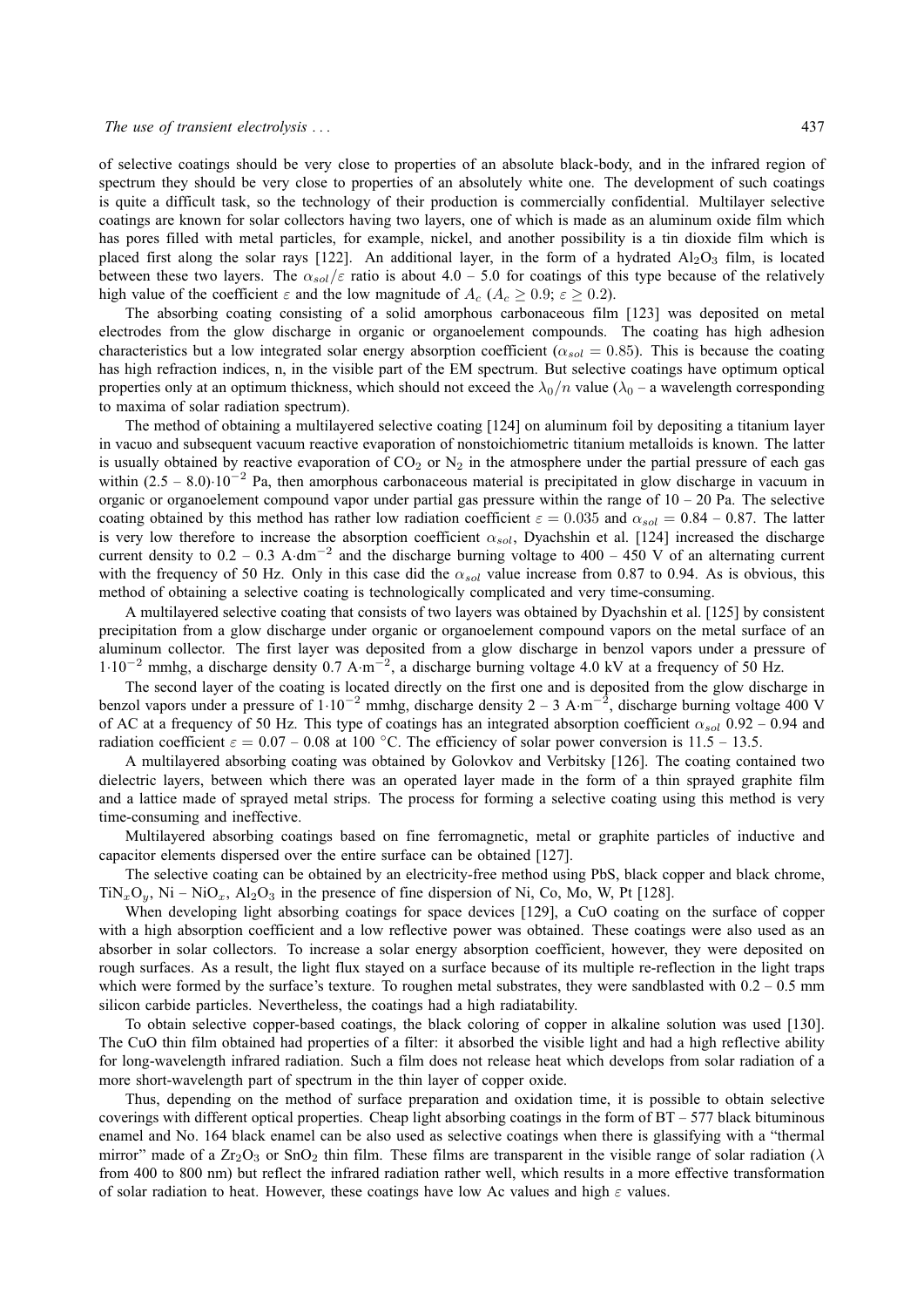of selective coatings should be very close to properties of an absolute black-body, and in the infrared region of spectrum they should be very close to properties of an absolutely white one. The development of such coatings is quite a difficult task, so the technology of their production is commercially confidential. Multilayer selective coatings are known for solar collectors having two layers, one of which is made as an aluminum oxide film which has pores filled with metal particles, for example, nickel, and another possibility is a tin dioxide film which is placed first along the solar rays [122]. An additional layer, in the form of a hydrated $Al_2O_3$ film, is located between these two layers. The $\alpha_{sol}/\varepsilon$ ratio is about 4.0 – 5.0 for coatings of this type because of the relatively high value of the coefficient $\varepsilon$ and the low magnitude of $A_c$ ($A_c \geq 0.9$; $\varepsilon \geq 0.2$).

The absorbing coating consisting of a solid amorphous carbonaceous film [123] was deposited on metal electrodes from the glow discharge in organic or organoelement compounds. The coating has high adhesion characteristics but a low integrated solar energy absorption coefficient ($\alpha_{sol} = 0.85$). This is because the coating has high refraction indices, n, in the visible part of the EM spectrum. But selective coatings have optimum optical properties only at an optimum thickness, which should not exceed the $\lambda_0/n$ value ($\lambda_0$ – a wavelength corresponding to maxima of solar radiation spectrum).

The method of obtaining a multilayered selective coating [124] on aluminum foil by depositing a titanium layer in vacuo and subsequent vacuum reactive evaporation of nonstoichiometric titanium metalloids is known. The latter is usually obtained by reactive evaporation of $CO_2$ or $N_2$ in the atmosphere under the partial pressure of each gas within $(2.5 – 8.0)\cdot 10^{-2}$ Pa, then amorphous carbonaceous material is precipitated in glow discharge in vacuum in organic or organoelement compound vapor under partial gas pressure within the range of 10 – 20 Pa. The selective coating obtained by this method has rather low radiation coefficient $\varepsilon = 0.035$ and $\alpha_{sol} = 0.84 – 0.87$. The latter is very low therefore to increase the absorption coefficient $\alpha_{sol}$, Dyachshin et al. [124] increased the discharge current density to 0.2 – 0.3 $A\cdot dm^{-2}$ and the discharge burning voltage to 400 – 450 V of an alternating current with the frequency of 50 Hz. Only in this case did the $\alpha_{sol}$ value increase from 0.87 to 0.94. As is obvious, this method of obtaining a selective coating is technologically complicated and very time-consuming.

A multilayered selective coating that consists of two layers was obtained by Dyachshin et al. [125] by consistent precipitation from a glow discharge under organic or organoelement compound vapors on the metal surface of an aluminum collector. The first layer was deposited from a glow discharge in benzol vapors under a pressure of $1\cdot 10^{-2}$ mmhg, a discharge density 0.7 $A\cdot m^{-2}$, a discharge burning voltage 4.0 kV at a frequency of 50 Hz.

The second layer of the coating is located directly on the first one and is deposited from the glow discharge in benzol vapors under a pressure of $1\cdot 10^{-2}$ mmhg, discharge density 2 – 3 $A\cdot m^{-2}$, discharge burning voltage 400 V of AC at a frequency of 50 Hz. This type of coatings has an integrated absorption coefficient $\alpha_{sol}$ 0.92 – 0.94 and radiation coefficient $\varepsilon = 0.07 – 0.08$ at 100 °C. The efficiency of solar power conversion is 11.5 – 13.5.

A multilayered absorbing coating was obtained by Golovkov and Verbitsky [126]. The coating contained two dielectric layers, between which there was an operated layer made in the form of a thin sprayed graphite film and a lattice made of sprayed metal strips. The process for forming a selective coating using this method is very time-consuming and ineffective.

Multilayered absorbing coatings based on fine ferromagnetic, metal or graphite particles of inductive and capacitor elements dispersed over the entire surface can be obtained [127].

The selective coating can be obtained by an electricity-free method using PbS, black copper and black chrome, $TiN_xO_y$, Ni – $NiO_x$, $Al_2O_3$ in the presence of fine dispersion of Ni, Co, Mo, W, Pt [128].

When developing light absorbing coatings for space devices [129], a CuO coating on the surface of copper with a high absorption coefficient and a low reflective power was obtained. These coatings were also used as an absorber in solar collectors. To increase a solar energy absorption coefficient, however, they were deposited on rough surfaces. As a result, the light flux stayed on a surface because of its multiple re-reflection in the light traps which were formed by the surface's texture. To roughen metal substrates, they were sandblasted with 0.2 – 0.5 mm silicon carbide particles. Nevertheless, the coatings had a high radiatability.

To obtain selective copper-based coatings, the black coloring of copper in alkaline solution was used [130]. The CuO thin film obtained had properties of a filter: it absorbed the visible light and had a high reflective ability for long-wavelength infrared radiation. Such a film does not release heat which develops from solar radiation of a more short-wavelength part of spectrum in the thin layer of copper oxide.

Thus, depending on the method of surface preparation and oxidation time, it is possible to obtain selective coverings with different optical properties. Cheap light absorbing coatings in the form of BT – 577 black bituminous enamel and No. 164 black enamel can be also used as selective coatings when there is glassifying with a "thermal mirror" made of a $Zr_2O_3$ or $SnO_2$ thin film. These films are transparent in the visible range of solar radiation ($\lambda$ from 400 to 800 nm) but reflect the infrared radiation rather well, which results in a more effective transformation of solar radiation to heat. However, these coatings have low Ac values and high $\varepsilon$ values.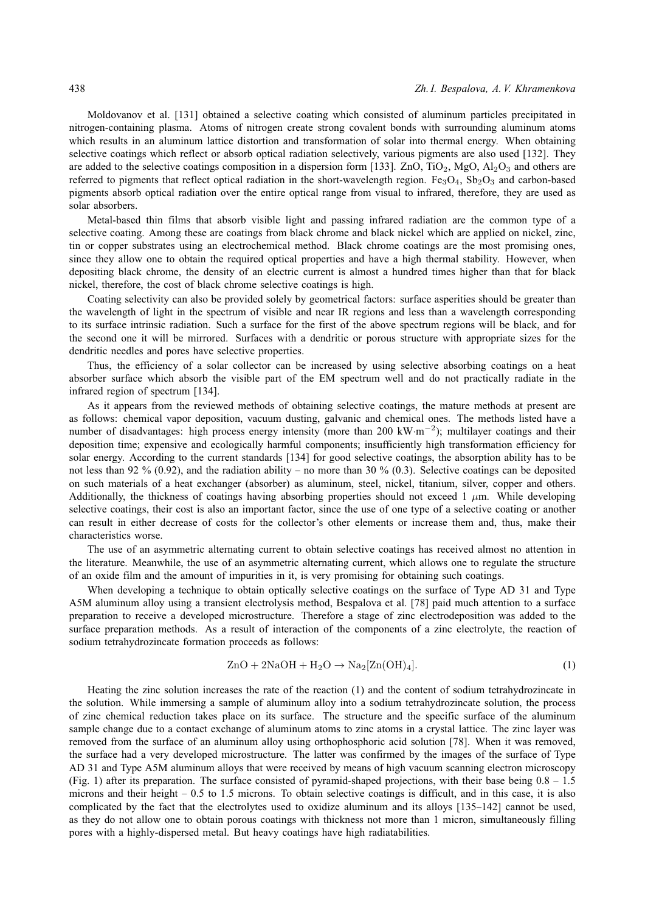Moldovanov et al. [131] obtained a selective coating which consisted of aluminum particles precipitated in nitrogen-containing plasma. Atoms of nitrogen create strong covalent bonds with surrounding aluminum atoms which results in an aluminum lattice distortion and transformation of solar into thermal energy. When obtaining selective coatings which reflect or absorb optical radiation selectively, various pigments are also used [132]. They are added to the selective coatings composition in a dispersion form [133]. ZnO, $TiO_2$, MgO, $Al_2O_3$ and others are referred to pigments that reflect optical radiation in the short-wavelength region. $Fe_3O_4$, $Sb_2O_3$ and carbon-based pigments absorb optical radiation over the entire optical range from visual to infrared, therefore, they are used as solar absorbers.

Metal-based thin films that absorb visible light and passing infrared radiation are the common type of a selective coating. Among these are coatings from black chrome and black nickel which are applied on nickel, zinc, tin or copper substrates using an electrochemical method. Black chrome coatings are the most promising ones, since they allow one to obtain the required optical properties and have a high thermal stability. However, when depositing black chrome, the density of an electric current is almost a hundred times higher than that for black nickel, therefore, the cost of black chrome selective coatings is high.

Coating selectivity can also be provided solely by geometrical factors: surface asperities should be greater than the wavelength of light in the spectrum of visible and near IR regions and less than a wavelength corresponding to its surface intrinsic radiation. Such a surface for the first of the above spectrum regions will be black, and for the second one it will be mirrored. Surfaces with a dendritic or porous structure with appropriate sizes for the dendritic needles and pores have selective properties.

Thus, the efficiency of a solar collector can be increased by using selective absorbing coatings on a heat absorber surface which absorb the visible part of the EM spectrum well and do not practically radiate in the infrared region of spectrum [134].

As it appears from the reviewed methods of obtaining selective coatings, the mature methods at present are as follows: chemical vapor deposition, vacuum dusting, galvanic and chemical ones. The methods listed have a number of disadvantages: high process energy intensity (more than 200 kW·m$^{-2}$); multilayer coatings and their deposition time; expensive and ecologically harmful components; insufficiently high transformation efficiency for solar energy. According to the current standards [134] for good selective coatings, the absorption ability has to be not less than 92 % (0.92), and the radiation ability – no more than 30 % (0.3). Selective coatings can be deposited on such materials of a heat exchanger (absorber) as aluminum, steel, nickel, titanium, silver, copper and others. Additionally, the thickness of coatings having absorbing properties should not exceed 1 $\mu$m. While developing selective coatings, their cost is also an important factor, since the use of one type of a selective coating or another can result in either decrease of costs for the collector's other elements or increase them and, thus, make their characteristics worse.

The use of an asymmetric alternating current to obtain selective coatings has received almost no attention in the literature. Meanwhile, the use of an asymmetric alternating current, which allows one to regulate the structure of an oxide film and the amount of impurities in it, is very promising for obtaining such coatings.

When developing a technique to obtain optically selective coatings on the surface of Type AD 31 and Type A5M aluminum alloy using a transient electrolysis method, Bespalova et al. [78] paid much attention to a surface preparation to receive a developed microstructure. Therefore a stage of zinc electrodeposition was added to the surface preparation methods. As a result of interaction of the components of a zinc electrolyte, the reaction of sodium tetrahydrozincate formation proceeds as follows:

$$ZnO + 2NaOH + H_2O \rightarrow Na_2[Zn(OH)_4]. \tag{1}$$

Heating the zinc solution increases the rate of the reaction (1) and the content of sodium tetrahydrozincate in the solution. While immersing a sample of aluminum alloy into a sodium tetrahydrozincate solution, the process of zinc chemical reduction takes place on its surface. The structure and the specific surface of the aluminum sample change due to a contact exchange of aluminum atoms to zinc atoms in a crystal lattice. The zinc layer was removed from the surface of an aluminum alloy using orthophosphoric acid solution [78]. When it was removed, the surface had a very developed microstructure. The latter was confirmed by the images of the surface of Type AD 31 and Type A5M aluminum alloys that were received by means of high vacuum scanning electron microscopy (Fig. 1) after its preparation. The surface consisted of pyramid-shaped projections, with their base being 0.8 – 1.5 microns and their height – 0.5 to 1.5 microns. To obtain selective coatings is difficult, and in this case, it is also complicated by the fact that the electrolytes used to oxidize aluminum and its alloys [135–142] cannot be used, as they do not allow one to obtain porous coatings with thickness not more than 1 micron, simultaneously filling pores with a highly-dispersed metal. But heavy coatings have high radiatabilities.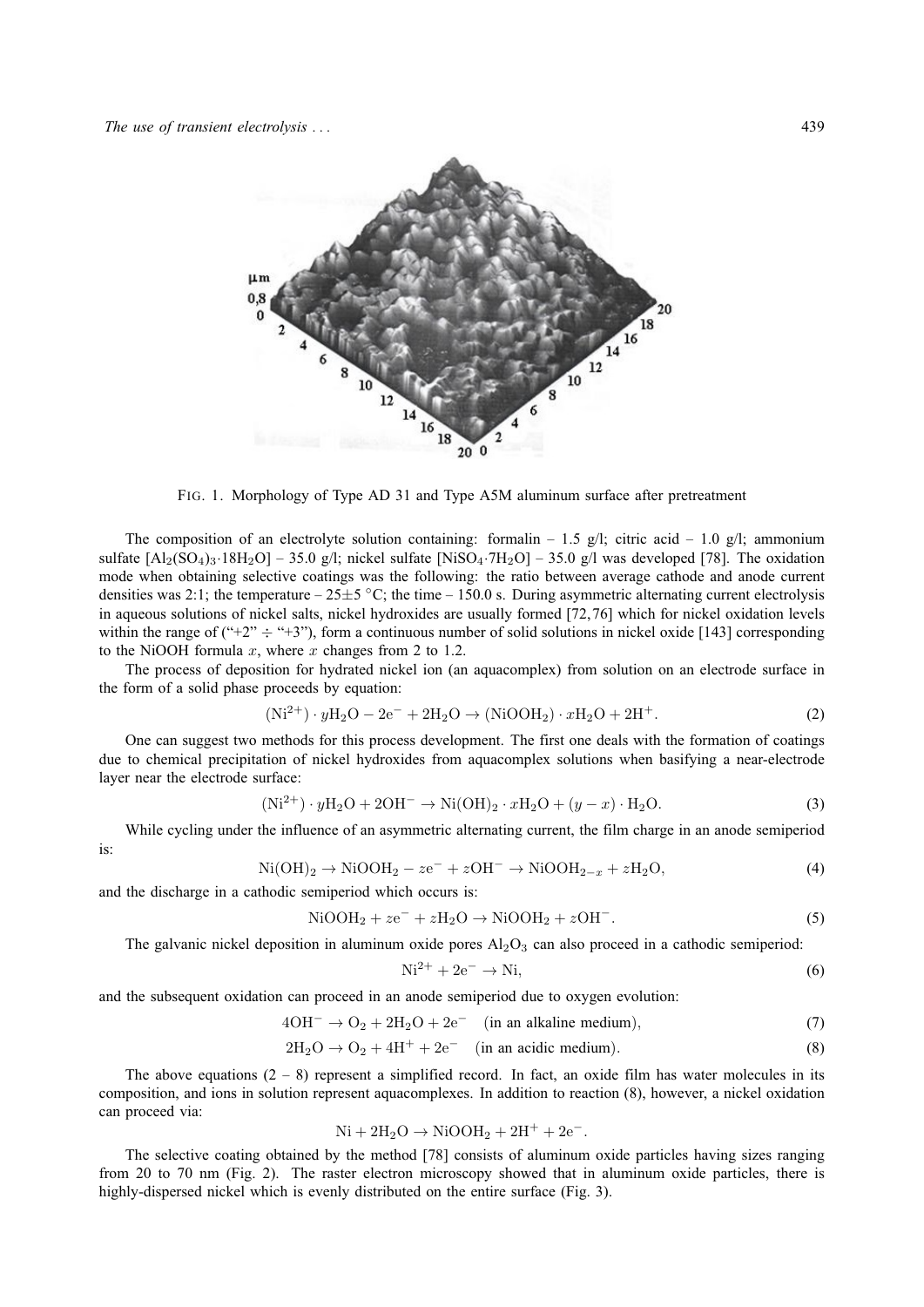FIG. 1. Morphology of Type AD 31 and Type A5M aluminum surface after pretreatment

The composition of an electrolyte solution containing: formalin – 1.5 g/l; citric acid – 1.0 g/l; ammonium sulfate [$Al_2(SO_4)_3{\cdot}18H_2O$] – 35.0 g/l; nickel sulfate [$NiSO_4{\cdot}7H_2O$] – 35.0 g/l was developed [78]. The oxidation mode when obtaining selective coatings was the following: the ratio between average cathode and anode current densities was 2:1; the temperature – 25±5 °C; the time – 150.0 s. During asymmetric alternating current electrolysis in aqueous solutions of nickel salts, nickel hydroxides are usually formed [72, 76] which for nickel oxidation levels within the range of ("+2" ÷ "+3"), form a continuous number of solid solutions in nickel oxide [143] corresponding to the NiOOH formula $x$, where $x$ changes from 2 to 1.2.

The process of deposition for hydrated nickel ion (an aquacomplex) from solution on an electrode surface in the form of a solid phase proceeds by equation:

$$(\mathrm{Ni}^{2+}) \cdot y\mathrm{H_2O} - 2\mathrm{e}^- + 2\mathrm{H_2O} \rightarrow (\mathrm{NiOOH_2}) \cdot x\mathrm{H_2O} + 2\mathrm{H}^+. \tag{2}$$

One can suggest two methods for this process development. The first one deals with the formation of coatings due to chemical precipitation of nickel hydroxides from aquacomplex solutions when basifying a near-electrode layer near the electrode surface:

$$(\mathrm{Ni}^{2+}) \cdot y\mathrm{H_2O} + 2\mathrm{OH}^- \rightarrow \mathrm{Ni(OH)_2} \cdot x\mathrm{H_2O} + (y - x) \cdot \mathrm{H_2O}. \tag{3}$$

While cycling under the influence of an asymmetric alternating current, the film charge in an anode semiperiod is:

$$\mathrm{Ni(OH)_2} \rightarrow \mathrm{NiOOH_2} - z\mathrm{e}^- + z\mathrm{OH}^- \rightarrow \mathrm{NiOOH}_{2-x} + z\mathrm{H_2O}, \tag{4}$$

and the discharge in a cathodic semiperiod which occurs is:

$$\mathrm{NiOOH_2} + z\mathrm{e}^- + z\mathrm{H_2O} \rightarrow \mathrm{NiOOH_2} + z\mathrm{OH}^-. \tag{5}$$

The galvanic nickel deposition in aluminum oxide pores $Al_2O_3$ can also proceed in a cathodic semiperiod:

$$\mathrm{Ni}^{2+} + 2\mathrm{e}^- \rightarrow \mathrm{Ni}, \tag{6}$$

and the subsequent oxidation can proceed in an anode semiperiod due to oxygen evolution:

$$4\mathrm{OH}^- \rightarrow \mathrm{O_2} + 2\mathrm{H_2O} + 2\mathrm{e}^- \quad \text{(in an alkaline medium)}, \tag{7}$$

$$2\mathrm{H_2O} \rightarrow \mathrm{O_2} + 4\mathrm{H}^+ + 2\mathrm{e}^- \quad \text{(in an acidic medium)}. \tag{8}$$

The above equations (2 – 8) represent a simplified record. In fact, an oxide film has water molecules in its composition, and ions in solution represent aquacomplexes. In addition to reaction (8), however, a nickel oxidation can proceed via:

$$\mathrm{Ni} + 2\mathrm{H_2O} \rightarrow \mathrm{NiOOH_2} + 2\mathrm{H}^+ + 2\mathrm{e}^-.$$

The selective coating obtained by the method [78] consists of aluminum oxide particles having sizes ranging from 20 to 70 nm (Fig. 2). The raster electron microscopy showed that in aluminum oxide particles, there is highly-dispersed nickel which is evenly distributed on the entire surface (Fig. 3).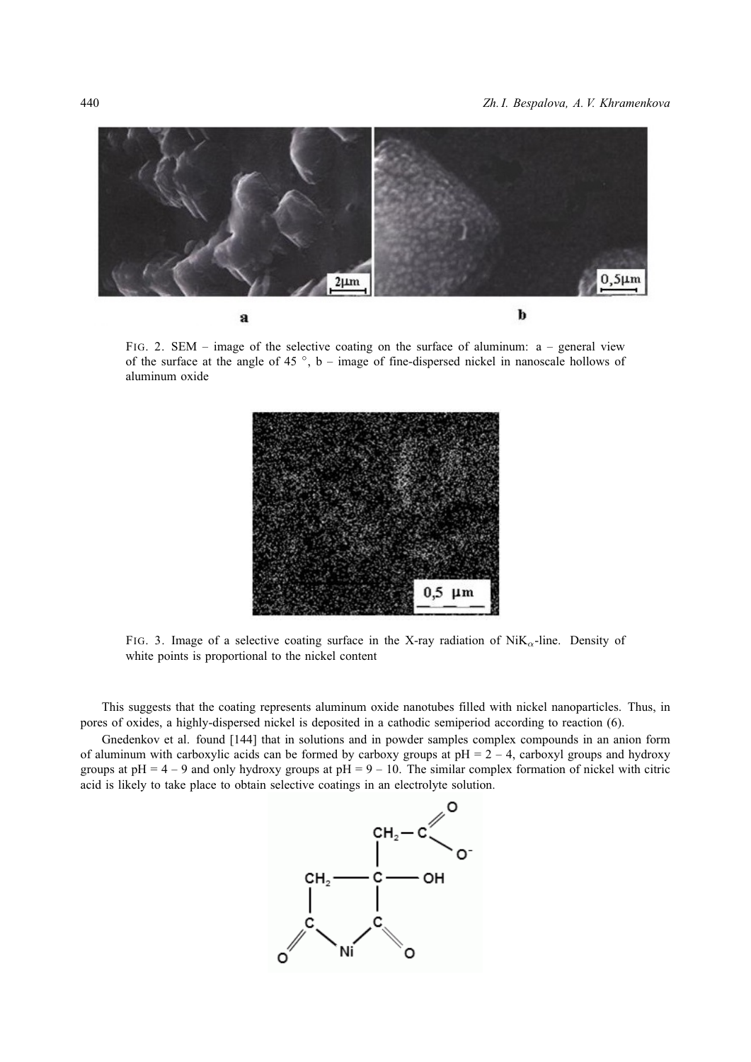FIG. 2. SEM – image of the selective coating on the surface of aluminum: a – general view of the surface at the angle of 45 °, b – image of fine-dispersed nickel in nanoscale hollows of aluminum oxide

FIG. 3. Image of a selective coating surface in the X-ray radiation of $NiK_{\alpha}$-line. Density of white points is proportional to the nickel content

This suggests that the coating represents aluminum oxide nanotubes filled with nickel nanoparticles. Thus, in pores of oxides, a highly-dispersed nickel is deposited in a cathodic semiperiod according to reaction (6).

Gnedenkov et al. found [144] that in solutions and in powder samples complex compounds in an anion form of aluminum with carboxylic acids can be formed by carboxy groups at pH = 2 – 4, carboxyl groups and hydroxy groups at pH = 4 – 9 and only hydroxy groups at pH = 9 – 10. The similar complex formation of nickel with citric acid is likely to take place to obtain selective coatings in an electrolyte solution.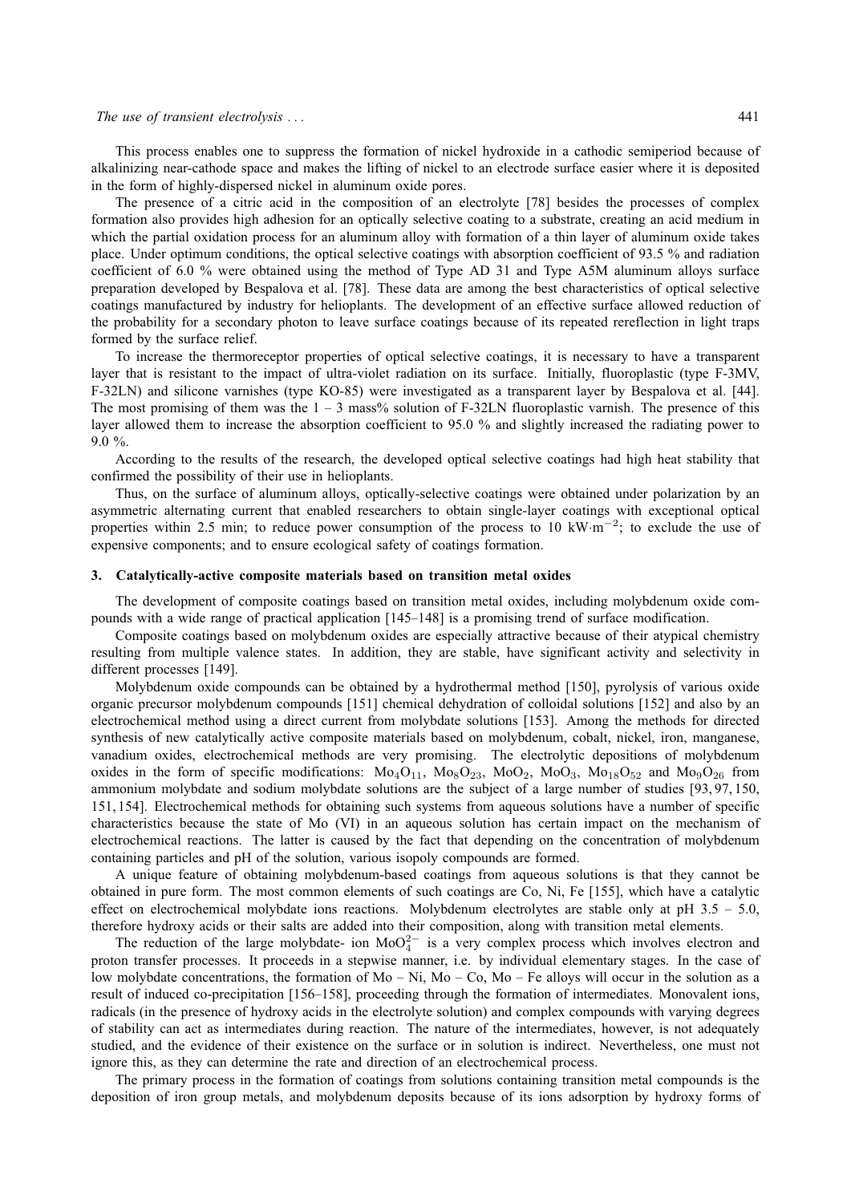This process enables one to suppress the formation of nickel hydroxide in a cathodic semiperiod because of alkalinizing near-cathode space and makes the lifting of nickel to an electrode surface easier where it is deposited in the form of highly-dispersed nickel in aluminum oxide pores.

The presence of a citric acid in the composition of an electrolyte [78] besides the processes of complex formation also provides high adhesion for an optically selective coating to a substrate, creating an acid medium in which the partial oxidation process for an aluminum alloy with formation of a thin layer of aluminum oxide takes place. Under optimum conditions, the optical selective coatings with absorption coefficient of 93.5 % and radiation coefficient of 6.0 % were obtained using the method of Type AD 31 and Type A5M aluminum alloys surface preparation developed by Bespalova et al. [78]. These data are among the best characteristics of optical selective coatings manufactured by industry for helioplants. The development of an effective surface allowed reduction of the probability for a secondary photon to leave surface coatings because of its repeated rereflection in light traps formed by the surface relief.

To increase the thermoreceptor properties of optical selective coatings, it is necessary to have a transparent layer that is resistant to the impact of ultra-violet radiation on its surface. Initially, fluoroplastic (type F-3MV, F-32LN) and silicone varnishes (type KO-85) were investigated as a transparent layer by Bespalova et al. [44]. The most promising of them was the 1 – 3 mass% solution of F-32LN fluoroplastic varnish. The presence of this layer allowed them to increase the absorption coefficient to 95.0 % and slightly increased the radiating power to 9.0 %.

According to the results of the research, the developed optical selective coatings had high heat stability that confirmed the possibility of their use in helioplants.

Thus, on the surface of aluminum alloys, optically-selective coatings were obtained under polarization by an asymmetric alternating current that enabled researchers to obtain single-layer coatings with exceptional optical properties within 2.5 min; to reduce power consumption of the process to 10 $kW \cdot m^{-2}$; to exclude the use of expensive components; and to ensure ecological safety of coatings formation.

## 3. Catalytically-active composite materials based on transition metal oxides

The development of composite coatings based on transition metal oxides, including molybdenum oxide compounds with a wide range of practical application [145–148] is a promising trend of surface modification.

Composite coatings based on molybdenum oxides are especially attractive because of their atypical chemistry resulting from multiple valence states. In addition, they are stable, have significant activity and selectivity in different processes [149].

Molybdenum oxide compounds can be obtained by a hydrothermal method [150], pyrolysis of various oxide organic precursor molybdenum compounds [151] chemical dehydration of colloidal solutions [152] and also by an electrochemical method using a direct current from molybdate solutions [153]. Among the methods for directed synthesis of new catalytically active composite materials based on molybdenum, cobalt, nickel, iron, manganese, vanadium oxides, electrochemical methods are very promising. The electrolytic depositions of molybdenum oxides in the form of specific modifications: $Mo_4O_{11}$, $Mo_8O_{23}$, $MoO_2$, $MoO_3$, $Mo_{18}O_{52}$ and $Mo_9O_{26}$ from ammonium molybdate and sodium molybdate solutions are the subject of a large number of studies [93, 97, 150, 151, 154]. Electrochemical methods for obtaining such systems from aqueous solutions have a number of specific characteristics because the state of Mo (VI) in an aqueous solution has certain impact on the mechanism of electrochemical reactions. The latter is caused by the fact that depending on the concentration of molybdenum containing particles and pH of the solution, various isopoly compounds are formed.

A unique feature of obtaining molybdenum-based coatings from aqueous solutions is that they cannot be obtained in pure form. The most common elements of such coatings are Co, Ni, Fe [155], which have a catalytic effect on electrochemical molybdate ions reactions. Molybdenum electrolytes are stable only at pH 3.5 – 5.0, therefore hydroxy acids or their salts are added into their composition, along with transition metal elements.

The reduction of the large molybdate- ion $MoO_4^{2-}$ is a very complex process which involves electron and proton transfer processes. It proceeds in a stepwise manner, i.e. by individual elementary stages. In the case of low molybdate concentrations, the formation of Mo – Ni, Mo – Co, Mo – Fe alloys will occur in the solution as a result of induced co-precipitation [156–158], proceeding through the formation of intermediates. Monovalent ions, radicals (in the presence of hydroxy acids in the electrolyte solution) and complex compounds with varying degrees of stability can act as intermediates during reaction. The nature of the intermediates, however, is not adequately studied, and the evidence of their existence on the surface or in solution is indirect. Nevertheless, one must not ignore this, as they can determine the rate and direction of an electrochemical process.

The primary process in the formation of coatings from solutions containing transition metal compounds is the deposition of iron group metals, and molybdenum deposits because of its ions adsorption by hydroxy forms of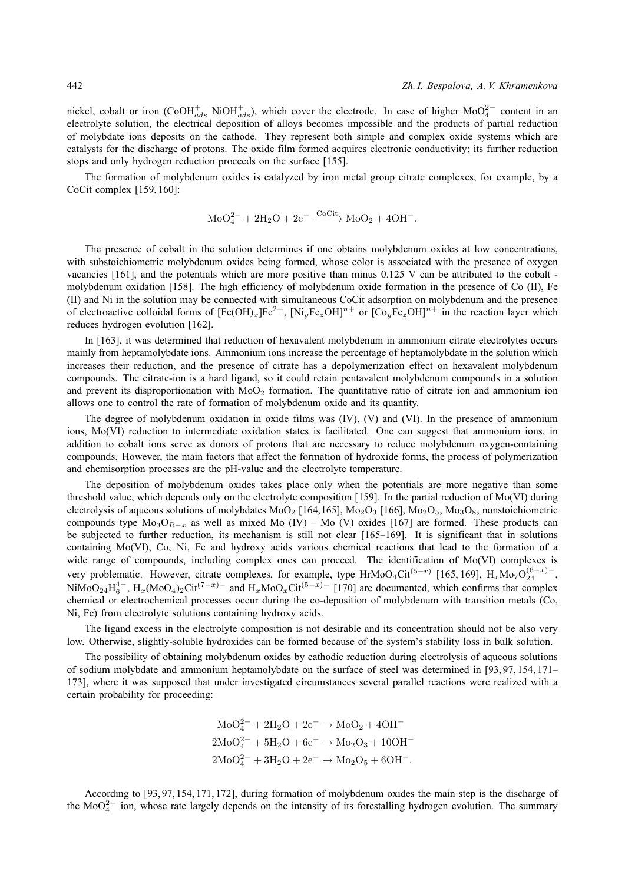nickel, cobalt or iron ($CoOH^{+}_{ads}$ $NiOH^{+}_{ads}$), which cover the electrode. In case of higher $MoO_4^{2-}$ content in an electrolyte solution, the electrical deposition of alloys becomes impossible and the products of partial reduction of molybdate ions deposits on the cathode. They represent both simple and complex oxide systems which are catalysts for the discharge of protons. The oxide film formed acquires electronic conductivity; its further reduction stops and only hydrogen reduction proceeds on the surface [155].

The formation of molybdenum oxides is catalyzed by iron metal group citrate complexes, for example, by a CoCit complex [159, 160]:

$$MoO_4^{2-} + 2H_2O + 2e^- \xrightarrow{\text{CoCit}} MoO_2 + 4OH^-.$$

The presence of cobalt in the solution determines if one obtains molybdenum oxides at low concentrations, with substoichiometric molybdenum oxides being formed, whose color is associated with the presence of oxygen vacancies [161], and the potentials which are more positive than minus 0.125 V can be attributed to the cobalt - molybdenum oxidation [158]. The high efficiency of molybdenum oxide formation in the presence of Co (II), Fe (II) and Ni in the solution may be connected with simultaneous CoCit adsorption on molybdenum and the presence of electroactive colloidal forms of $[Fe(OH)_x]Fe^{2+}$, $[Ni_yFe_zOH]^{n+}$ or $[Co_yFe_zOH]^{n+}$ in the reaction layer which reduces hydrogen evolution [162].

In [163], it was determined that reduction of hexavalent molybdenum in ammonium citrate electrolytes occurs mainly from heptamolybdate ions. Ammonium ions increase the percentage of heptamolybdate in the solution which increases their reduction, and the presence of citrate has a depolymerization effect on hexavalent molybdenum compounds. The citrate-ion is a hard ligand, so it could retain pentavalent molybdenum compounds in a solution and prevent its disproportionation with $MoO_2$ formation. The quantitative ratio of citrate ion and ammonium ion allows one to control the rate of formation of molybdenum oxide and its quantity.

The degree of molybdenum oxidation in oxide films was (IV), (V) and (VI). In the presence of ammonium ions, Mo(VI) reduction to intermediate oxidation states is facilitated. One can suggest that ammonium ions, in addition to cobalt ions serve as donors of protons that are necessary to reduce molybdenum oxygen-containing compounds. However, the main factors that affect the formation of hydroxide forms, the process of polymerization and chemisorption processes are the pH-value and the electrolyte temperature.

The deposition of molybdenum oxides takes place only when the potentials are more negative than some threshold value, which depends only on the electrolyte composition [159]. In the partial reduction of Mo(VI) during electrolysis of aqueous solutions of molybdates $MoO_2$ [164,165], $Mo_2O_3$ [166], $Mo_2O_5$, $Mo_3O_8$, nonstoichiometric compounds type $Mo_3O_{R-x}$ as well as mixed Mo (IV) – Mo (V) oxides [167] are formed. These products can be subjected to further reduction, its mechanism is still not clear [165–169]. It is significant that in solutions containing Mo(VI), Co, Ni, Fe and hydroxy acids various chemical reactions that lead to the formation of a wide range of compounds, including complex ones can proceed. The identification of Mo(VI) complexes is very problematic. However, citrate complexes, for example, type $HrMoO_4Cit^{(5-r)}$ [165, 169], $H_xMo_7O_{24}^{(6-x)-}$, $NiMoO_{24}H_6^{4-}$, $H_x(MoO_4)_2Cit^{(7-x)-}$ and $H_xMoO_xCit^{(5-x)-}$ [170] are documented, which confirms that complex chemical or electrochemical processes occur during the co-deposition of molybdenum with transition metals (Co, Ni, Fe) from electrolyte solutions containing hydroxy acids.

The ligand excess in the electrolyte composition is not desirable and its concentration should not be also very low. Otherwise, slightly-soluble hydroxides can be formed because of the system's stability loss in bulk solution.

The possibility of obtaining molybdenum oxides by cathodic reduction during electrolysis of aqueous solutions of sodium molybdate and ammonium heptamolybdate on the surface of steel was determined in [93, 97, 154, 171–173], where it was supposed that under investigated circumstances several parallel reactions were realized with a certain probability for proceeding:

$$MoO_4^{2-} + 2H_2O + 2e^- \rightarrow MoO_2 + 4OH^-$$
$$2MoO_4^{2-} + 5H_2O + 6e^- \rightarrow Mo_2O_3 + 10OH^-$$
$$2MoO_4^{2-} + 3H_2O + 2e^- \rightarrow Mo_2O_5 + 6OH^-.$$

According to [93, 97, 154, 171, 172], during formation of molybdenum oxides the main step is the discharge of the $MoO_4^{2-}$ ion, whose rate largely depends on the intensity of its forestalling hydrogen evolution. The summary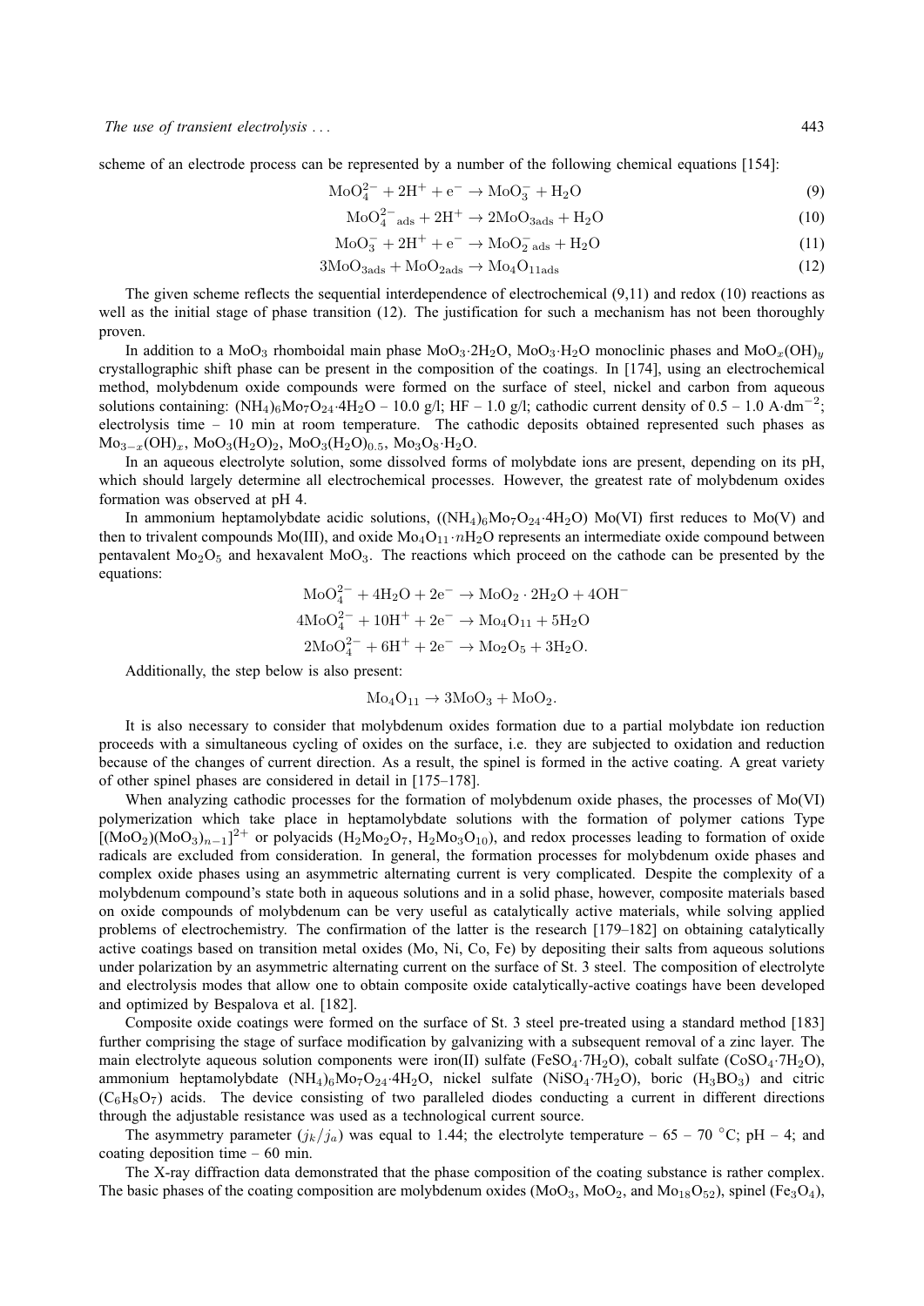scheme of an electrode process can be represented by a number of the following chemical equations [154]:

$$MoO_4^{2-} + 2H^+ + e^- \rightarrow MoO_3^- + H_2O \tag{9}$$

$$MoO_4^{2-}{}_{ads} + 2H^+ \rightarrow 2MoO_{3ads} + H_2O \tag{10}$$

$$MoO_3^- + 2H^+ + e^- \rightarrow MoO_2^-{}_{ads} + H_2O \tag{11}$$

$$3MoO_{3ads} + MoO_{2ads} \rightarrow Mo_4O_{11ads} \tag{12}$$

The given scheme reflects the sequential interdependence of electrochemical (9,11) and redox (10) reactions as well as the initial stage of phase transition (12). The justification for such a mechanism has not been thoroughly proven.

In addition to a $MoO_3$ rhomboidal main phase $MoO_3{\cdot}2H_2O$, $MoO_3{\cdot}H_2O$ monoclinic phases and $MoO_x(OH)_y$ crystallographic shift phase can be present in the composition of the coatings. In [174], using an electrochemical method, molybdenum oxide compounds were formed on the surface of steel, nickel and carbon from aqueous solutions containing: $(NH_4)_6Mo_7O_{24}{\cdot}4H_2O$ – 10.0 g/l; HF – 1.0 g/l; cathodic current density of 0.5 – 1.0 A·dm$^{-2}$; electrolysis time – 10 min at room temperature. The cathodic deposits obtained represented such phases as $Mo_{3-x}(OH)_x$, $MoO_3(H_2O)_2$, $MoO_3(H_2O)_{0.5}$, $Mo_3O_8{\cdot}H_2O$.

In an aqueous electrolyte solution, some dissolved forms of molybdenum ions are present, depending on its pH, which should largely determine all electrochemical processes. However, the greatest rate of molybdenum oxides formation was observed at pH 4.

In ammonium heptamolybdate acidic solutions, ($(NH_4)_6Mo_7O_{24}{\cdot}4H_2O$) Mo(VI) first reduces to Mo(V) and then to trivalent compounds Mo(III), and oxide $Mo_4O_{11}{\cdot}nH_2O$ represents an intermediate oxide compound between pentavalent $Mo_2O_5$ and hexavalent $MoO_3$. The reactions which proceed on the cathode can be presented by the equations:

$$MoO_4^{2-} + 4H_2O + 2e^- \rightarrow MoO_2 \cdot 2H_2O + 4OH^-$$

$$4MoO_4^{2-} + 10H^+ + 2e^- \rightarrow Mo_4O_{11} + 5H_2O$$

$$2MoO_4^{2-} + 6H^+ + 2e^- \rightarrow Mo_2O_5 + 3H_2O.$$

Additionally, the step below is also present:

$$Mo_4O_{11} \rightarrow 3MoO_3 + MoO_2.$$

It is also necessary to consider that molybdenum oxides formation due to a partial molybdate ion reduction proceeds with a simultaneous cycling of oxides on the surface, i.e. they are subjected to oxidation and reduction because of the changes of current direction. As a result, the spinel is formed in the active coating. A great variety of other spinel phases are considered in detail in [175–178].

When analyzing cathodic processes for the formation of molybdenum oxide phases, the processes of Mo(VI) polymerization which take place in heptamolybdate solutions with the formation of polymer cations Type $[(MoO_2)(MoO_3)_{n-1}]^{2+}$ or polyacids ($H_2Mo_2O_7$, $H_2Mo_3O_{10}$), and redox processes leading to formation of oxide radicals are excluded from consideration. In general, the formation processes for molybdenum oxide phases and complex oxide phases using an asymmetric alternating current is very complicated. Despite the complexity of a molybdenum compound's state both in aqueous solutions and in a solid phase, however, composite materials based on oxide compounds of molybdenum can be very useful as catalytically active materials, while solving applied problems of electrochemistry. The confirmation of the latter is the research [179–182] on obtaining catalytically active coatings based on transition metal oxides (Mo, Ni, Co, Fe) by depositing their salts from aqueous solutions under polarization by an asymmetric alternating current on the surface of St. 3 steel. The composition of electrolyte and electrolysis modes that allow one to obtain composite oxide catalytically-active coatings have been developed and optimized by Bespalova et al. [182].

Composite oxide coatings were formed on the surface of St. 3 steel pre-treated using a standard method [183] further comprising the stage of surface modification by galvanizing with a subsequent removal of a zinc layer. The main electrolyte aqueous solution components were iron(II) sulfate ($FeSO_4{\cdot}7H_2O$), cobalt sulfate ($CoSO_4{\cdot}7H_2O$), ammonium heptamolybdate $(NH_4)_6Mo_7O_{24}{\cdot}4H_2O$, nickel sulfate ($NiSO_4{\cdot}7H_2O$), boric ($H_3BO_3$) and citric ($C_6H_8O_7$) acids. The device consisting of two paralleled diodes conducting a current in different directions through the adjustable resistance was used as a technological current source.

The asymmetry parameter ($j_k/j_a$) was equal to 1.44; the electrolyte temperature – 65 – 70 °C; pH – 4; and coating deposition time – 60 min.

The X-ray diffraction data demonstrated that the phase composition of the coating substance is rather complex. The basic phases of the coating composition are molybdenum oxides ($MoO_3$, $MoO_2$, and $Mo_{18}O_{52}$), spinel ($Fe_3O_4$),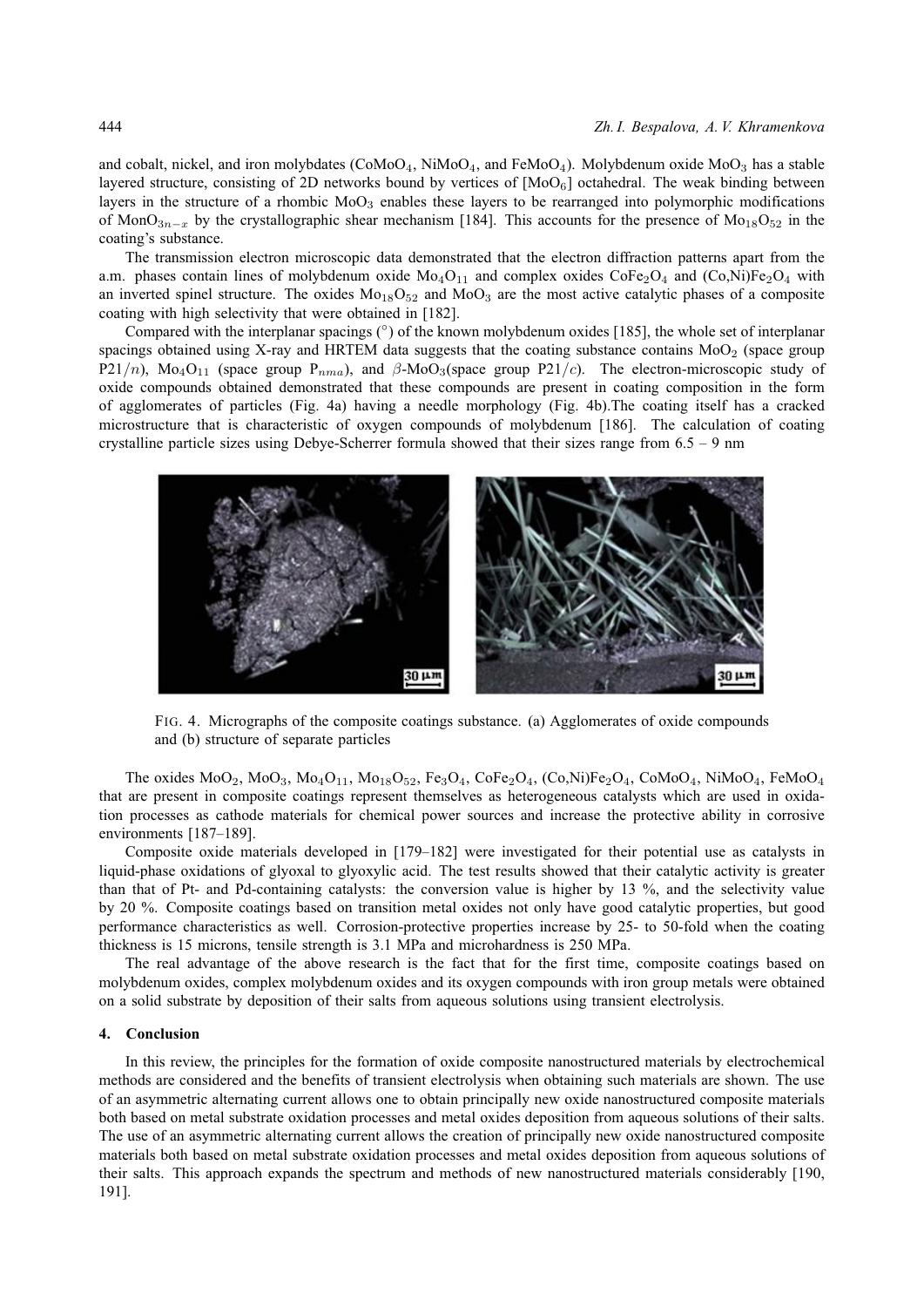and cobalt, nickel, and iron molybdates ($CoMoO_4$, $NiMoO_4$, and $FeMoO_4$). Molybdenum oxide $MoO_3$ has a stable layered structure, consisting of 2D networks bound by vertices of [$MoO_6$] octahedral. The weak binding between layers in the structure of a rhombic $MoO_3$ enables these layers to be rearranged into polymorphic modifications of $MonO_{3n-x}$ by the crystallographic shear mechanism [184]. This accounts for the presence of $Mo_{18}O_{52}$ in the coating's substance.

The transmission electron microscopic data demonstrated that the electron diffraction patterns apart from the a.m. phases contain lines of molybdenum oxide $Mo_4O_{11}$ and complex oxides $CoFe_2O_4$ and (Co,Ni)$Fe_2O_4$ with an inverted spinel structure. The oxides $Mo_{18}O_{52}$ and $MoO_3$ are the most active catalytic phases of a composite coating with high selectivity that were obtained in [182].

Compared with the interplanar spacings (°) of the known molybdenum oxides [185], the whole set of interplanar spacings obtained using X-ray and HRTEM data suggests that the coating substance contains $MoO_2$ (space group $P21/n$), $Mo_4O_{11}$ (space group $P_{nma}$), and $\beta$-$MoO_3$(space group $P21/c$). The electron-microscopic study of oxide compounds obtained demonstrated that these compounds are present in coating composition in the form of agglomerates of particles (Fig. 4a) having a needle morphology (Fig. 4b).The coating itself has a cracked microstructure that is characteristic of oxygen compounds of molybdenum [186]. The calculation of coating crystalline particle sizes using Debye-Scherrer formula showed that their sizes range from 6.5 – 9 nm

FIG. 4. Micrographs of the composite coatings substance. (a) Agglomerates of oxide compounds and (b) structure of separate particles

The oxides $MoO_2$, $MoO_3$, $Mo_4O_{11}$, $Mo_{18}O_{52}$, $Fe_3O_4$, $CoFe_2O_4$, (Co,Ni)$Fe_2O_4$, $CoMoO_4$, $NiMoO_4$, $FeMoO_4$ that are present in composite coatings represent themselves as heterogeneous catalysts which are used in oxidation processes as cathode materials for chemical power sources and increase the protective ability in corrosive environments [187–189].

Composite oxide materials developed in [179–182] were investigated for their potential use as catalysts in liquid-phase oxidations of glyoxal to glyoxylic acid. The test results showed that their catalytic activity is greater than that of Pt- and Pd-containing catalysts: the conversion value is higher by 13 %, and the selectivity value by 20 %. Composite coatings based on transition metal oxides not only have good catalytic properties, but good performance characteristics as well. Corrosion-protective properties increase by 25- to 50-fold when the coating thickness is 15 microns, tensile strength is 3.1 MPa and microhardness is 250 MPa.

The real advantage of the above research is the fact that for the first time, composite coatings based on molybdenum oxides, complex molybdenum oxides and its oxygen compounds with iron group metals were obtained on a solid substrate by deposition of their salts from aqueous solutions using transient electrolysis.

## 4. Conclusion

In this review, the principles for the formation of oxide composite nanostructured materials by electrochemical methods are considered and the benefits of transient electrolysis when obtaining such materials are shown. The use of an asymmetric alternating current allows one to obtain principally new oxide nanostructured composite materials both based on metal substrate oxidation processes and metal oxides deposition from aqueous solutions of their salts. The use of an asymmetric alternating current allows the creation of principally new oxide nanostructured composite materials both based on metal substrate oxidation processes and metal oxides deposition from aqueous solutions of their salts. This approach expands the spectrum and methods of new nanostructured materials considerably [190, 191].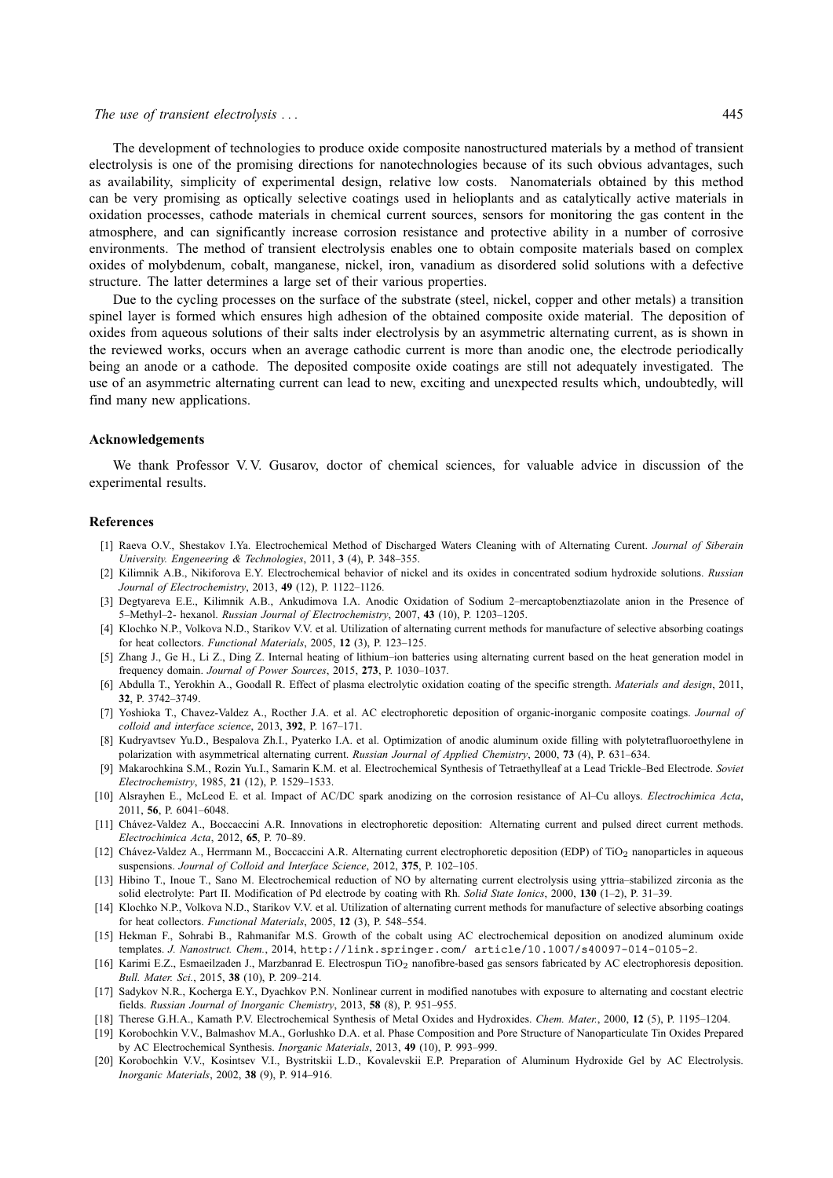The development of technologies to produce oxide composite nanostructured materials by a method of transient electrolysis is one of the promising directions for nanotechnologies because of its such obvious advantages, such as availability, simplicity of experimental design, relative low costs. Nanomaterials obtained by this method can be very promising as optically selective coatings used in helioplants and as catalytically active materials in oxidation processes, cathode materials in chemical current sources, sensors for monitoring the gas content in the atmosphere, and can significantly increase corrosion resistance and protective ability in a number of corrosive environments. The method of transient electrolysis enables one to obtain composite materials based on complex oxides of molybdenum, cobalt, manganese, nickel, iron, vanadium as disordered solid solutions with a defective structure. The latter determines a large set of their various properties.

Due to the cycling processes on the surface of the substrate (steel, nickel, copper and other metals) a transition spinel layer is formed which ensures high adhesion of the obtained composite oxide material. The deposition of oxides from aqueous solutions of their salts inder electrolysis by an asymmetric alternating current, as is shown in the reviewed works, occurs when an average cathodic current is more than anodic one, the electrode periodically being an anode or a cathode. The deposited composite oxide coatings are still not adequately investigated. The use of an asymmetric alternating current can lead to new, exciting and unexpected results which, undoubtedly, will find many new applications.

### Acknowledgements

We thank Professor V. V. Gusarov, doctor of chemical sciences, for valuable advice in discussion of the experimental results.

### References

[1] Raeva O.V., Shestakov I.Ya. Electrochemical Method of Discharged Waters Cleaning with of Alternating Curent. *Journal of Siberain University. Engeneering & Technologies*, 2011, **3** (4), P. 348–355.

[2] Kilimnik A.B., Nikiforova E.Y. Electrochemical behavior of nickel and its oxides in concentrated sodium hydroxide solutions. *Russian Journal of Electrochemistry*, 2013, **49** (12), P. 1122–1126.

[3] Degtyareva E.E., Kilimnik A.B., Ankudimova I.A. Anodic Oxidation of Sodium 2–mercaptobenztiazolate anion in the Presence of 5–Methyl–2- hexanol. *Russian Journal of Electrochemistry*, 2007, **43** (10), P. 1203–1205.

[4] Klochko N.P., Volkova N.D., Starikov V.V. et al. Utilization of alternating current methods for manufacture of selective absorbing coatings for heat collectors. *Functional Materials*, 2005, **12** (3), P. 123–125.

[5] Zhang J., Ge H., Li Z., Ding Z. Internal heating of lithium–ion batteries using alternating current based on the heat generation model in frequency domain. *Journal of Power Sources*, 2015, **273**, P. 1030–1037.

[6] Abdulla T., Yerokhin A., Goodall R. Effect of plasma electrolytic oxidation coating of the specific strength. *Materials and design*, 2011, **32**, P. 3742–3749.

[7] Yoshioka T., Chavez-Valdez A., Rocther J.A. et al. AC electrophoretic deposition of organic-inorganic composite coatings. *Journal of colloid and interface science*, 2013, **392**, P. 167–171.

[8] Kudryavtsev Yu.D., Bespalova Zh.I., Pyaterko I.A. et al. Optimization of anodic aluminum oxide filling with polytetrafluoroethylene in polarization with asymmetrical alternating current. *Russian Journal of Applied Chemistry*, 2000, **73** (4), P. 631–634.

[9] Makarochkina S.M., Rozin Yu.I., Samarin K.M. et al. Electrochemical Synthesis of Tetraethylleaf at a Lead Trickle–Bed Electrode. *Soviet Electrochemistry*, 1985, **21** (12), P. 1529–1533.

[10] Alsrayhen E., McLeod E. et al. Impact of AC/DC spark anodizing on the corrosion resistance of Al–Cu alloys. *Electrochimica Acta*, 2011, **56**, P. 6041–6048.

[11] Chávez-Valdez A., Boccaccini A.R. Innovations in electrophoretic deposition: Alternating current and pulsed direct current methods. *Electrochimica Acta*, 2012, **65**, P. 70–89.

[12] Chávez-Valdez A., Herrmann M., Boccaccini A.R. Alternating current electrophoretic deposition (EDP) of $TiO_2$ nanoparticles in aqueous suspensions. *Journal of Colloid and Interface Science*, 2012, **375**, P. 102–105.

[13] Hibino T., Inoue T., Sano M. Electrochemical reduction of NO by alternating current electrolysis using yttria–stabilized zirconia as the solid electrolyte: Part II. Modification of Pd electrode by coating with Rh. *Solid State Ionics*, 2000, **130** (1–2), P. 31–39.

[14] Klochko N.P., Volkova N.D., Starikov V.V. et al. Utilization of alternating current methods for manufacture of selective absorbing coatings for heat collectors. *Functional Materials*, 2005, **12** (3), P. 548–554.

[15] Hekman F., Sohrabi B., Rahmanifar M.S. Growth of the cobalt using AC electrochemical deposition on anodized aluminum oxide templates. *J. Nanostruct. Chem.*, 2014, `http://link.springer.com/ article/10.1007/s40097-014-0105-2`.

[16] Karimi E.Z., Esmaeilzaden J., Marzbanrad E. Electrospun $TiO_2$ nanofibre-based gas sensors fabricated by AC electrophoresis deposition. *Bull. Mater. Sci.*, 2015, **38** (10), P. 209–214.

[17] Sadykov N.R., Kocherga E.Y., Dyachkov P.N. Nonlinear current in modified nanotubes with exposure to alternating and cocstant electric fields. *Russian Journal of Inorganic Chemistry*, 2013, **58** (8), P. 951–955.

[18] Therese G.H.A., Kamath P.V. Electrochemical Synthesis of Metal Oxides and Hydroxides. *Chem. Mater.*, 2000, **12** (5), P. 1195–1204.

[19] Korobochkin V.V., Balmashov M.A., Gorlushko D.A. et al. Phase Composition and Pore Structure of Nanoparticulate Tin Oxides Prepared by AC Electrochemical Synthesis. *Inorganic Materials*, 2013, **49** (10), P. 993–999.

[20] Korobochkin V.V., Kosintsev V.I., Bystritskii L.D., Kovalevskii E.P. Preparation of Aluminum Hydroxide Gel by AC Electrolysis. *Inorganic Materials*, 2002, **38** (9), P. 914–916.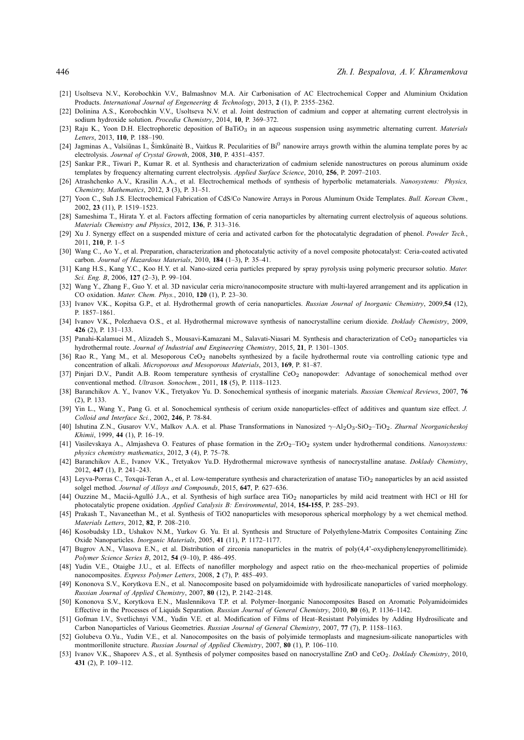[21] Usoltseva N.V., Korobochkin V.V., Balmashnov M.A. Air Carbonisation of AC Electrochemical Copper and Aluminium Oxidation Products. *International Journal of Engeneering & Technology*, 2013, **2** (1), P. 2355–2362.

[22] Dolinina A.S., Korobochkin V.V., Usoltseva N.V. et al. Joint destruction of cadmium and copper at alternating current electrolysis in sodium hydroxide solution. *Procedia Chemistry*, 2014, **10**, P. 369–372.

[23] Raju K., Yoon D.H. Electrophoretic deposition of $BaTiO_3$ in an aqueous suspension using asymmetric alternating current. *Materials Letters*, 2013, **110**, P. 188–190.

[24] Jagminas A., Valsiūnas I., Šimkūnaitė B., Vaitkus R. Pecularities of $Bi^0$ nanowire arrays growth within the alumina template pores by ac electrolysis. *Journal of Crystal Growth*, 2008, **310**, P. 4351–4357.

[25] Sankar P.R., Tiwari P., Kumar R. et al. Synthesis and characterization of cadmium selenide nanostructures on porous aluminum oxide templates by frequency alternating current electrolysis. *Applied Surface Science*, 2010, **256**, P. 2097–2103.

[26] Atrashchenko A.V., Krasilin A.A., et al. Electrochemical methods of synthesis of hyperbolic metamaterials. *Nanosystems: Physics, Chemistry, Mathematics*, 2012, **3** (3), P. 31–51.

[27] Yoon C., Suh J.S. Electrochemical Fabrication of CdS/Co Nanowire Arrays in Porous Aluminum Oxide Templates. *Bull. Korean Chem.*, 2002, **23** (11), P. 1519–1523.

[28] Sameshima T., Hirata Y. et al. Factors affecting formation of ceria nanoparticles by alternating current electrolysis of aqueous solutions. *Materials Chemistry and Physics*, 2012, **136**, P. 313–316.

[29] Xu J. Synergy effect on a suspended mixture of ceria and activated carbon for the photocatalytic degradation of phenol. *Powder Tech.*, 2011, **210**, P. 1–5

[30] Wang C., Ao Y., et al. Preparation, characterization and photocatalytic activity of a novel composite photocatalyst: Ceria-coated activated carbon. *Journal of Hazardous Materials*, 2010, **184** (1–3), P. 35–41.

[31] Kang H.S., Kang Y.C., Koo H.Y. et al. Nano-sized ceria particles prepared by spray pyrolysis using polymeric precursor solutio. *Mater. Sci. Eng. B*, 2006, **127** (2–3), P. 99–104.

[32] Wang Y., Zhang F., Guo Y. et al. 3D navicular ceria micro/nanocomposite structure with multi-layered arrangement and its application in CO oxidation. *Mater. Chem. Phys.*, 2010, **120** (1), P. 23–30.

[33] Ivanov V.K., Kopitsa G.P., et al. Hydrothermal growth of ceria nanoparticles. *Russian Journal of Inorganic Chemistry*, 2009,**54** (12), P. 1857–1861.

[34] Ivanov V.K., Polezhaeva O.S., et al. Hydrothermal microwave synthesis of nanocrystalline cerium dioxide. *Doklady Chemistry*, 2009, **426** (2), P. 131–133.

[35] Panahi-Kalamuei M., Alizadeh S., Mousavi-Kamazani M., Salavati-Niasari M. Synthesis and characterization of $CeO_2$ nanoparticles via hydrothermal route. *Journal of Industrial and Engineering Chemistry*, 2015, **21**, P. 1301–1305.

[36] Rao R., Yang M., et al. Mesoporous $CeO_2$ nanobelts synthesized by a facile hydrothermal route via controlling cationic type and concentration of alkali. *Microporous and Mesoporous Materials*, 2013, **169**, P. 81–87.

[37] Pinjari D.V., Pandit A.B. Room temperature synthesis of crystalline $CeO_2$ nanopowder: Advantage of sonochemical method over conventional method. *Ultrason. Sonochem.*, 2011, **18** (5), P. 1118–1123.

[38] Baranchikov A. Y., Ivanov V.K., Tretyakov Yu. D. Sonochemical synthesis of inorganic materials. *Russian Chemical Reviews*, 2007, **76** (2), P. 133.

[39] Yin L., Wang Y., Pang G. et al. Sonochemical synthesis of cerium oxide nanoparticles–effect of additives and quantum size effect. *J. Colloid and Interface Sci.*, 2002, **246**, P. 78-84.

[40] Ishutina Z.N., Gusarov V.V., Malkov A.A. et al. Phase Transformations in Nanosized $\gamma$–$Al_2O_3$-$SiO_2$–$TiO_2$. *Zhurnal Neorganicheskoj Khimii*, 1999, **44** (1), P. 16–19.

[41] Vasilevskaya A., Almjasheva O. Features of phase formation in the $ZrO_2$–$TiO_2$ system under hydrothermal conditions. *Nanosystems: physics chemistry mathematics*, 2012, **3** (4), P. 75–78.

[42] Baranchikov A.E., Ivanov V.K., Tretyakov Yu.D. Hydrothermal microwave synthesis of nanocrystalline anatase. *Doklady Chemistry*, 2012, **447** (1), P. 241–243.

[43] Leyva-Porras C., Toxqui-Teran A., et al. Low-temperature synthesis and characterization of anatase $TiO_2$ nanoparticles by an acid assisted solgel method. *Journal of Alloys and Compounds*, 2015, **647**, P. 627–636.

[44] Ouzzine M., Maciá-Agulló J.A., et al. Synthesis of high surface area $TiO_2$ nanoparticles by mild acid treatment with HCl or HI for photocatalytic propene oxidation. *Applied Catalysis B: Environmental*, 2014, **154-155**, P. 285–293.

[45] Prakash T., Navaneethan M., et al. Synthesis of TiO2 nanoparticles with mesoporous spherical morphology by a wet chemical method. *Materials Letters*, 2012, **82**, P. 208–210.

[46] Kosobudsky I.D., Ushakov N.M., Yurkov G. Yu. Et al. Synthesis and Structure of Polyethylene-Matrix Composites Containing Zinc Oxide Nanoparticles. *Inorganic Materials*, 2005, **41** (11), P. 1172–1177.

[47] Bugrov A.N., Vlasova E.N., et al. Distribution of zirconia nanoparticles in the matrix of poly(4,4'-oxydiphenylenepyromellitimide). *Polymer Science Series B*, 2012, **54** (9–10), P. 486–495.

[48] Yudin V.E., Otaigbe J.U., et al. Effects of nanofiller morphology and aspect ratio on the rheo-mechanical properties of polimide nanocomposites. *Express Polymer Letters*, 2008, **2** (7), P. 485–493.

[49] Kononova S.V., Korytkova E.N., et al. Nanocomposite based on polyamidoimide with hydrosilicate nanoparticles of varied morphology. *Russian Journal of Applied Chemistry*, 2007, **80** (12), P. 2142–2148.

[50] Kononova S.V., Korytkova E.N., Maslennikova T.P. et al. Polymer–Inorganic Nanocomposites Based on Aromatic Polyamidoimides Effective in the Processes of Liquids Separation. *Russian Journal of General Chemistry*, 2010, **80** (6), P. 1136–1142.

[51] Gofman I.V., Svetlichnyi V.M., Yudin V.E. et al. Modification of Films of Heat–Resistant Polyimides by Adding Hydrosilicate and Carbon Nanoparticles of Various Geometries. *Russian Journal of General Chemistry*, 2007, **77** (7), P. 1158–1163.

[52] Golubeva O.Yu., Yudin V.E., et al. Nanocomposites on the basis of polyimide termoplasts and magnesium-silicate nanoparticles with montmorillonite structure. *Russian Journal of Applied Chemistry*, 2007, **80** (1), P. 106–110.

[53] Ivanov V.K., Shaporev A.S., et al. Synthesis of polymer composites based on nanocrystalline ZnO and $CeO_2$. *Doklady Chemistry*, 2010, **431** (2), P. 109–112.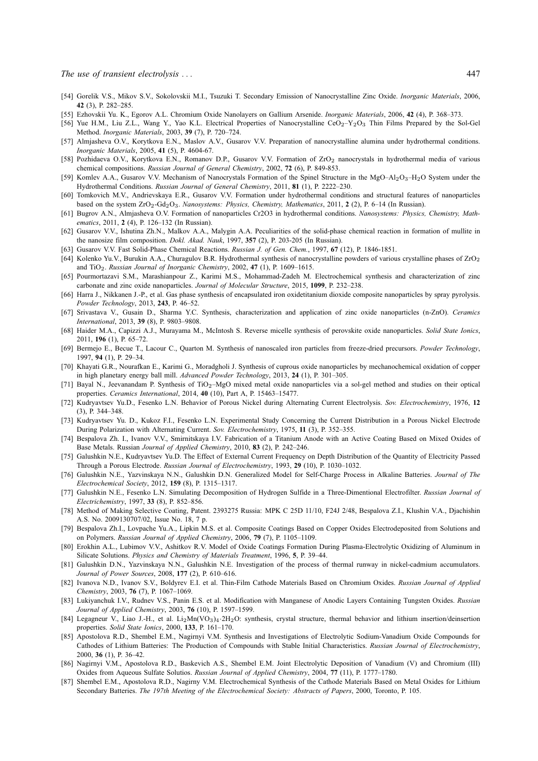[54] Gorelik V.S., Mikov S.V., Sokolovskii M.I., Tsuzuki T. Secondary Emission of Nanocrystalline Zinc Oxide. *Inorganic Materials*, 2006, **42** (3), P. 282–285.

[55] Ezhovskii Yu. K., Egorov A.L. Chromium Oxide Nanolayers on Gallium Arsenide. *Inorganic Materials*, 2006, **42** (4), P. 368–373.

[56] Yue H.M., Liu Z.L., Wang Y., Yao K.L. Electrical Properties of Nanocrystalline $CeO_2$–$Y_2O_3$ Thin Films Prepared by the Sol-Gel Method. *Inorganic Materials*, 2003, **39** (7), P. 720–724.

[57] Almjasheva O.V., Korytkova E.N., Maslov A.V., Gusarov V.V. Preparation of nanocrystalline alumina under hydrothermal conditions. *Inorganic Materials*, 2005, **41** (5), P. 4604-67.

[58] Pozhidaeva O.V., Korytkova E.N., Romanov D.P., Gusarov V.V. Formation of $ZrO_2$ nanocrystals in hydrothermal media of various chemical compositions. *Russian Journal of General Chemistry*, 2002, **72** (6), P. 849-853.

[59] Komlev A.A., Gusarov V.V. Mechanism of Nanocrystals Formation of the Spinel Structure in the MgO–$Al_2O_3$–$H_2O$ System under the Hydrothermal Conditions. *Russian Journal of General Chemistry*, 2011, **81** (1), P. 2222–230.

[60] Tomkovich M.V., Andrievskaya E.R., Gusarov V.V. Formation under hydrothermal conditions and structural features of nanoparticles based on the system $ZrO_2$-$Gd_2O_3$. *Nanosystems: Physics, Chemistry, Mathematics*, 2011, **2** (2), P. 6–14 (In Russian).

[61] Bugrov A.N., Almjasheva O.V. Formation of nanoparticles Cr2O3 in hydrothermal conditions. *Nanosystems: Physics, Chemistry, Mathematics*, 2011, **2** (4), P. 126–132 (In Russian).

[62] Gusarov V.V., Ishutina Zh.N., Malkov A.A., Malygin A.A. Peculiarities of the solid-phase chemical reaction in formation of mullite in the nanosize film composition. *Dokl. Akad. Nauk*, 1997, **357** (2), P. 203-205 (In Russian).

[63] Gusarov V.V. Fast Solid-Phase Chemical Reactions. *Russian J. of Gen. Chem.*, 1997, **67** (12), P. 1846-1851.

[64] Kolenko Yu.V., Burukin A.A., Churagulov B.R. Hydrothermal synthesis of nanocrystalline powders of various crystalline phases of $ZrO_2$ and $TiO_2$. *Russian Journal of Inorganic Chemistry*, 2002, **47** (1), P. 1609–1615.

[65] Pourmortazavi S.M., Marashianpour Z., Karimi M.S., Mohammad-Zadeh M. Electrochemical synthesis and characterization of zinc carbonate and zinc oxide nanoparticles. *Journal of Molecular Structure*, 2015, **1099**, P. 232–238.

[66] Harra J., Nikkanen J.-P., et al. Gas phase synthesis of encapsulated iron oxidetitanium dioxide composite nanoparticles by spray pyrolysis. *Powder Technology*, 2013, **243**, P. 46–52.

[67] Srivastava V., Gusain D., Sharma Y.C. Synthesis, characterization and application of zinc oxide nanoparticles (n-ZnO). *Ceramics International*, 2013, **39** (8), P. 9803–9808.

[68] Haider M.A., Capizzi A.J., Murayama M., McIntosh S. Reverse micelle synthesis of perovskite oxide nanoparticles. *Solid State Ionics*, 2011, **196** (1), P. 65–72.

[69] Bermejo E., Becue T., Lacour C., Quarton M. Synthesis of nanoscaled iron particles from freeze-dried precursors. *Powder Technology*, 1997, **94** (1), P. 29–34.

[70] Khayati G.R., Nourafkan E., Karimi G., Moradgholi J. Synthesis of cuprous oxide nanoparticles by mechanochemical oxidation of copper in high planetary energy ball mill. *Advanced Powder Technology*, 2013, **24** (1), P. 301–305.

[71] Bayal N., Jeevanandam P. Synthesis of $TiO_2$–MgO mixed metal oxide nanoparticles via a sol-gel method and studies on their optical properties. *Ceramics International*, 2014, **40** (10), Part A, P. 15463–15477.

[72] Kudryavtsev Yu.D., Fesenko L.N. Behavior of Porous Nickel during Alternating Current Electrolysis. *Sov. Electrochemistry*, 1976, **12** (3), P. 344–348.

[73] Kudryavtsev Yu. D., Kukoz F.I., Fesenko L.N. Experimental Study Concerning the Current Distribution in a Porous Nickel Electrode During Polarization with Alternating Current. *Sov. Electrochemistry*, 1975, **11** (3), P. 352–355.

[74] Bespalova Zh. I., Ivanov V.V., Smirnitskaya I.V. Fabrication of a Titanium Anode with an Active Coating Based on Mixed Oxides of Base Metals. Russian *Journal of Applied Chemistry*, 2010, **83** (2), P. 242–246.

[75] Galushkin N.E., Kudryavtsev Yu.D. The Effect of External Current Frequency on Depth Distribution of the Quantity of Electricity Passed Through a Porous Electrode. *Russian Journal of Electrochemistry*, 1993, **29** (10), P. 1030–1032.

[76] Galushkin N.E., Yazvinskaya N.N., Galushkin D.N. Generalized Model for Self-Charge Process in Alkaline Batteries. *Journal of The Electrochemical Society*, 2012, **159** (8), P. 1315–1317.

[77] Galushkin N.E., Fesenko L.N. Simulating Decomposition of Hydrogen Sulfide in a Three-Dimentional Electrofilter. *Russian Journal of Electrichemistry*, 1997, **33** (8), P. 852–856.

[78] Method of Making Selective Coating, Patent. 2393275 Russia: MPK C 25D 11/10, F24J 2/48, Bespalova Z.I., Klushin V.A., Djachishin A.S. No. 2009130707/02, Issue No. 18, 7 p.

[79] Bespalova Zh.I., Lovpache Yu.A., Lipkin M.S. et al. Composite Coatings Based on Copper Oxides Electrodeposited from Solutions and on Polymers. *Russian Journal of Applied Chemistry*, 2006, **79** (7), P. 1105–1109.

[80] Erokhin A.L., Lubimov V.V., Ashitkov R.V. Model of Oxide Coatings Formation During Plasma-Electrolytic Oxidizing of Aluminum in Silicate Solutions. *Physics and Chemistry of Materials Treatment*, 1996, **5**, P. 39–44.

[81] Galushkin D.N., Yazvinskaya N.N., Galushkin N.E. Investigation of the process of thermal runway in nickel-cadmium accumulators. *Journal of Power Sources*, 2008, **177** (2), P. 610–616.

[82] Ivanova N.D., Ivanov S.V., Boldyrev E.I. et al. Thin-Film Cathode Materials Based on Chromium Oxides. *Russian Journal of Applied Chemistry*, 2003, **76** (7), P. 1067–1069.

[83] Lukiyanchuk I.V., Rudnev V.S., Panin E.S. et al. Modification with Manganese of Anodic Layers Containing Tungsten Oxides. *Russian Journal of Applied Chemistry*, 2003, **76** (10), P. 1597–1599.

[84] Legagneur V., Liao J.-H., et al. $Li_2Mn(VO_3)_4 \cdot 2H_2O$: synthesis, crystal structure, thermal behavior and lithium insertion/deinsertion properties. *Solid State Ionics*, 2000, **133**, P. 161–170.

[85] Apostolova R.D., Shembel E.M., Nagirnyi V.M. Synthesis and Investigations of Electrolytic Sodium-Vanadium Oxide Compounds for Cathodes of Lithium Batteries: The Production of Compounds with Stable Initial Characteristics. *Russian Journal of Electrochemistry*, 2000, **36** (1), P. 36–42.

[86] Nagirnyi V.M., Apostolova R.D., Baskevich A.S., Shembel E.M. Joint Electrolytic Deposition of Vanadium (V) and Chromium (III) Oxides from Aqueous Sulfate Solutios. *Russian Journal of Applied Chemistry*, 2004, **77** (11), P. 1777–1780.

[87] Shembel E.M., Apostolova R.D., Nagirny V.M. Electrochemical Synthesis of the Cathode Materials Based on Metal Oxides for Lithium Secondary Batteries. *The 197th Meeting of the Electrochemical Society: Abstracts of Papers*, 2000, Toronto, P. 105.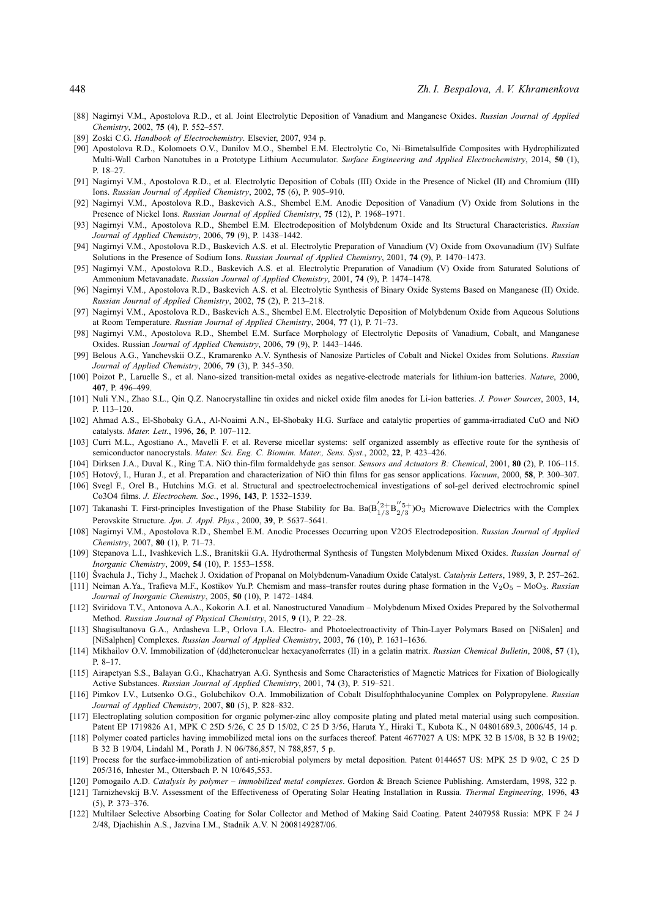[88] Nagirnyi V.M., Apostolova R.D., et al. Joint Electrolytic Deposition of Vanadium and Manganese Oxides. *Russian Journal of Applied Chemistry*, 2002, **75** (4), P. 552–557.

[89] Zoski C.G. *Handbook of Electrochemistry*. Elsevier, 2007, 934 p.

[90] Apostolova R.D., Kolomoets O.V., Danilov M.O., Shembel E.M. Electrolytic Co, Ni–Bimetalsulfide Composites with Hydrophilizated Multi-Wall Carbon Nanotubes in a Prototype Lithium Accumulator. *Surface Engineering and Applied Electrochemistry*, 2014, **50** (1), P. 18–27.

[91] Nagirnyi V.M., Apostolova R.D., et al. Electrolytic Deposition of Cobals (III) Oxide in the Presence of Nickel (II) and Chromium (III) Ions. *Russian Journal of Applied Chemistry*, 2002, **75** (6), P. 905–910.

[92] Nagirnyi V.M., Apostolova R.D., Baskevich A.S., Shembel E.M. Anodic Deposition of Vanadium (V) Oxide from Solutions in the Presence of Nickel Ions. *Russian Journal of Applied Chemistry*, **75** (12), P. 1968–1971.

[93] Nagirnyi V.M., Apostolova R.D., Shembel E.M. Electrodeposition of Molybdenum Oxide and Its Structural Characteristics. *Russian Journal of Applied Chemistry*, 2006, **79** (9), P. 1438–1442.

[94] Nagirnyi V.M., Apostolova R.D., Baskevich A.S. et al. Electrolytic Preparation of Vanadium (V) Oxide from Oxovanadium (IV) Sulfate Solutions in the Presence of Sodium Ions. *Russian Journal of Applied Chemistry*, 2001, **74** (9), P. 1470–1473.

[95] Nagirnyi V.M., Apostolova R.D., Baskevich A.S. et al. Electrolytic Preparation of Vanadium (V) Oxide from Saturated Solutions of Ammonium Metavanadate. *Russian Journal of Applied Chemistry*, 2001, **74** (9), P. 1474–1478.

[96] Nagirnyi V.M., Apostolova R.D., Baskevich A.S. et al. Electrolytic Synthesis of Binary Oxide Systems Based on Manganese (II) Oxide. *Russian Journal of Applied Chemistry*, 2002, **75** (2), P. 213–218.

[97] Nagirnyi V.M., Apostolova R.D., Baskevich A.S., Shembel E.M. Electrolytic Deposition of Molybdenum Oxide from Aqueous Solutions at Room Temperature. *Russian Journal of Applied Chemistry*, 2004, **77** (1), P. 71–73.

[98] Nagirnyi V.M., Apostolova R.D., Shembel E.M. Surface Morphology of Electrolytic Deposits of Vanadium, Cobalt, and Manganese Oxides. Russian *Journal of Applied Chemistry*, 2006, **79** (9), P. 1443–1446.

[99] Belous A.G., Yanchevskii O.Z., Kramarenko A.V. Synthesis of Nanosize Particles of Cobalt and Nickel Oxides from Solutions. *Russian Journal of Applied Chemistry*, 2006, **79** (3), P. 345–350.

[100] Poizot P., Laruelle S., et al. Nano-sized transition-metal oxides as negative-electrode materials for lithium-ion batteries. *Nature*, 2000, **407**, P. 496–499.

[101] Nuli Y.N., Zhao S.L., Qin Q.Z. Nanocrystalline tin oxides and nickel oxide film anodes for Li-ion batteries. *J. Power Sources*, 2003, **14**, P. 113–120.

[102] Ahmad A.S., El-Shobaky G.A., Al-Noaimi A.N., El-Shobaky H.G. Surface and catalytic properties of gamma-irradiated CuO and NiO catalysts. *Mater. Lett.*, 1996, **26**, P. 107–112.

[103] Curri M.L., Agostiano A., Mavelli F. et al. Reverse micellar systems: self organized assembly as effective route for the synthesis of semiconductor nanocrystals. *Mater. Sci. Eng. C. Biomim. Mater., Sens. Syst.*, 2002, **22**, P. 423–426.

[104] Dirksen J.A., Duval K., Ring T.A. NiO thin-film formaldehyde gas sensor. *Sensors and Actuators B: Chemical*, 2001, **80** (2), P. 106–115.

[105] Hotový, I., Huran J., et al. Preparation and characterization of NiO thin films for gas sensor applications. *Vacuum*, 2000, **58**, P. 300–307.

[106] Svegl F., Orel B., Hutchins M.G. et al. Structural and spectroelectrochemical investigations of sol-gel derived electrochromic spinel Co3O4 films. *J. Electrochem. Soc.*, 1996, **143**, P. 1532–1539.

[107] Takanashi T. First-principles Investigation of the Phase Stability for Ba. Ba($B'^{2+}_{1/3}B''^{5+}_{2/3}$)$O_3$ Microwave Dielectrics with the Complex Perovskite Structure. *Jpn. J. Appl. Phys.*, 2000, **39**, P. 5637–5641.

[108] Nagirnyi V.M., Apostolova R.D., Shembel E.M. Anodic Processes Occurring upon V2O5 Electrodeposition. *Russian Journal of Applied Chemistry*, 2007, **80** (1), P. 71–73.

[109] Stepanova L.I., Ivashkevich L.S., Branitskii G.A. Hydrothermal Synthesis of Tungsten Molybdenum Mixed Oxides. *Russian Journal of Inorganic Chemistry*, 2009, **54** (10), P. 1553–1558.

[110] Švachula J., Tichy J., Machek J. Oxidation of Propanal on Molybdenum-Vanadium Oxide Catalyst. *Catalysis Letters*, 1989, **3**, P. 257–262.

[111] Neiman A.Ya., Trafieva M.F., Kostikov Yu.P. Chemism and mass–transfer routes during phase formation in the $V_2O_5$ – $MoO_3$. *Russian Journal of Inorganic Chemistry*, 2005, **50** (10), P. 1472–1484.

[112] Sviridova T.V., Antonova A.A., Kokorin A.I. et al. Nanostructured Vanadium – Molybdenum Mixed Oxides Prepared by the Solvothermal Method. *Russian Journal of Physical Chemistry*, 2015, **9** (1), P. 22–28.

[113] Shagisultanova G.A., Ardasheva L.P., Orlova I.A. Electro- and Photoelectroactivity of Thin-Layer Polymars Based on [NiSalen] and [NiSalphen] Complexes. *Russian Journal of Applied Chemistry*, 2003, **76** (10), P. 1631–1636.

[114] Mikhailov O.V. Immobilization of (dd)heteronuclear hexacyanoferrates (II) in a gelatin matrix. *Russian Chemical Bulletin*, 2008, **57** (1), P. 8–17.

[115] Airapetyan S.S., Balayan G.G., Khachatryan A.G. Synthesis and Some Characteristics of Magnetic Matrices for Fixation of Biologically Active Substances. *Russian Journal of Applied Chemistry*, 2001, **74** (3), P. 519–521.

[116] Pimkov I.V., Lutsenko O.G., Golubchikov O.A. Immobilization of Cobalt Disulfophthalocyanine Complex on Polypropylene. *Russian Journal of Applied Chemistry*, 2007, **80** (5), P. 828–832.

[117] Electroplating solution composition for organic polymer-zinc alloy composite plating and plated metal material using such composition. Patent EP 1719826 A1, MPK C 25D 5/26, C 25 D 15/02, C 25 D 3/56, Haruta Y., Hiraki T., Kubota K., N 04801689.3, 2006/45, 14 p.

[118] Polymer coated particles having immobilized metal ions on the surfaces thereof. Patent 4677027 A US: MPK 32 B 15/08, B 32 B 19/02; B 32 B 19/04, Lindahl M., Porath J. N 06/786,857, N 788,857, 5 p.

[119] Process for the surface-immobilization of anti-microbial polymers by metal deposition. Patent 0144657 US: MPK 25 D 9/02, C 25 D 205/316, Inhester M., Ottersbach P. N 10/645,553.

[120] Pomogailo A.D. *Catalysis by polymer – immobilized metal complexes*. Gordon & Breach Science Publishing. Amsterdam, 1998, 322 p.

[121] Tarnizhevskij B.V. Assessment of the Effectiveness of Operating Solar Heating Installation in Russia. *Thermal Engineering*, 1996, **43** (5), P. 373–376.

[122] Multilaer Selective Absorbing Coating for Solar Collector and Method of Making Said Coating. Patent 2407958 Russia: MPK F 24 J 2/48, Djachishin A.S., Jazvina I.M., Stadnik A.V. N 2008149287/06.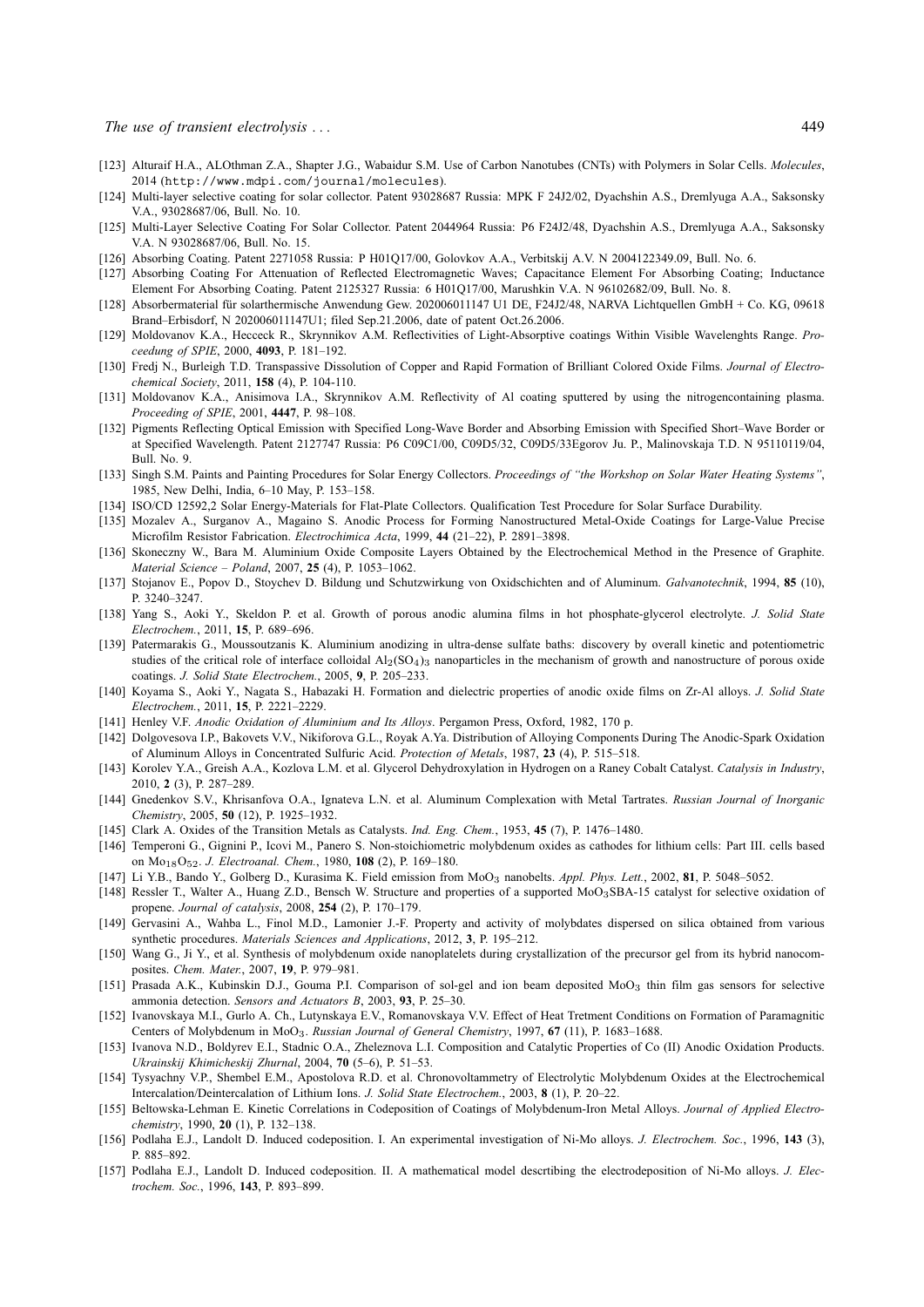[123] Alturaif H.A., ALOthman Z.A., Shapter J.G., Wabaidur S.M. Use of Carbon Nanotubes (CNTs) with Polymers in Solar Cells. *Molecules*, 2014 (http://www.mdpi.com/journal/molecules).

[124] Multi-layer selective coating for solar collector. Patent 93028687 Russia: MPK F 24J2/02, Dyachshin A.S., Dremlyuga A.A., Saksonsky V.A., 93028687/06, Bull. No. 10.

[125] Multi-Layer Selective Coating For Solar Collector. Patent 2044964 Russia: P6 F24J2/48, Dyachshin A.S., Dremlyuga A.A., Saksonsky V.A. N 93028687/06, Bull. No. 15.

[126] Absorbing Coating. Patent 2271058 Russia: P H01Q17/00, Golovkov A.A., Verbitskij A.V. N 2004122349.09, Bull. No. 6.

[127] Absorbing Coating For Attenuation of Reflected Electromagnetic Waves; Capacitance Element For Absorbing Coating; Inductance Element For Absorbing Coating. Patent 2125327 Russia: 6 H01Q17/00, Marushkin V.A. N 96102682/09, Bull. No. 8.

[128] Absorbermaterial für solarthermische Anwendung Gew. 202006011147 U1 DE, F24J2/48, NARVA Lichtquellen GmbH + Co. KG, 09618 Brand–Erbisdorf, N 202006011147U1; filed Sep.21.2006, date of patent Oct.26.2006.

[129] Moldovanov K.A., Hecceck R., Skrynnikov A.M. Reflectivities of Light-Absorptive coatings Within Visible Wavelenghts Range. *Proceedung of SPIE*, 2000, **4093**, P. 181–192.

[130] Fredj N., Burleigh T.D. Transpassive Dissolution of Copper and Rapid Formation of Brilliant Colored Oxide Films. *Journal of Electrochemical Society*, 2011, **158** (4), P. 104-110.

[131] Moldovanov K.A., Anisimova I.A., Skrynnikov A.M. Reflectivity of Al coating sputtered by using the nitrogencontaining plasma. *Proceeding of SPIE*, 2001, **4447**, P. 98–108.

[132] Pigments Reflecting Optical Emission with Specified Long-Wave Border and Absorbing Emission with Specified Short–Wave Border or at Specified Wavelength. Patent 2127747 Russia: P6 C09C1/00, C09D5/32, C09D5/33Egorov Ju. P., Malinovskaja T.D. N 95110119/04, Bull. No. 9.

[133] Singh S.M. Paints and Painting Procedures for Solar Energy Collectors. *Proceedings of "the Workshop on Solar Water Heating Systems"*, 1985, New Delhi, India, 6–10 May, P. 153–158.

[134] ISO/CD 12592,2 Solar Energy-Materials for Flat-Plate Collectors. Qualification Test Procedure for Solar Surface Durability.

[135] Mozalev A., Surganov A., Magaino S. Anodic Process for Forming Nanostructured Metal-Oxide Coatings for Large-Value Precise Microfilm Resistor Fabrication. *Electrochimica Acta*, 1999, **44** (21–22), P. 2891–3898.

[136] Skoneczny W., Bara M. Aluminium Oxide Composite Layers Obtained by the Electrochemical Method in the Presence of Graphite. *Material Science – Poland*, 2007, **25** (4), P. 1053–1062.

[137] Stojanov E., Popov D., Stoychev D. Bildung und Schutzwirkung von Oxidschichten and of Aluminum. *Galvanotechnik*, 1994, **85** (10), P. 3240–3247.

[138] Yang S., Aoki Y., Skeldon P. et al. Growth of porous anodic alumina films in hot phosphate-glycerol electrolyte. *J. Solid State Electrochem.*, 2011, **15**, P. 689–696.

[139] Patermarakis G., Moussoutzanis K. Aluminium anodizing in ultra-dense sulfate baths: discovery by overall kinetic and potentiometric studies of the critical role of interface colloidal $Al_2(SO_4)_3$ nanoparticles in the mechanism of growth and nanostructure of porous oxide coatings. *J. Solid State Electrochem.*, 2005, **9**, P. 205–233.

[140] Koyama S., Aoki Y., Nagata S., Habazaki H. Formation and dielectric properties of anodic oxide films on Zr-Al alloys. *J. Solid State Electrochem.*, 2011, **15**, P. 2221–2229.

[141] Henley V.F. *Anodic Oxidation of Aluminium and Its Alloys*. Pergamon Press, Oxford, 1982, 170 p.

[142] Dolgovesova I.P., Bakovets V.V., Nikiforova G.L., Royak A.Ya. Distribution of Alloying Components During The Anodic-Spark Oxidation of Aluminum Alloys in Concentrated Sulfuric Acid. *Protection of Metals*, 1987, **23** (4), P. 515–518.

[143] Korolev Y.A., Greish A.A., Kozlova L.M. et al. Glycerol Dehydroxylation in Hydrogen on a Raney Cobalt Catalyst. *Catalysis in Industry*, 2010, **2** (3), P. 287–289.

[144] Gnedenkov S.V., Khrisanfova O.A., Ignateva L.N. et al. Aluminum Complexation with Metal Tartrates. *Russian Journal of Inorganic Chemistry*, 2005, **50** (12), P. 1925–1932.

[145] Clark A. Oxides of the Transition Metals as Catalysts. *Ind. Eng. Chem.*, 1953, **45** (7), P. 1476–1480.

[146] Temperoni G., Gignini P., Icovi M., Panero S. Non-stoichiometric molybdenum oxides as cathodes for lithium cells: Part III. cells based on $Mo_{18}O_{52}$. *J. Electroanal. Chem.*, 1980, **108** (2), P. 169–180.

[147] Li Y.B., Bando Y., Golberg D., Kurasima K. Field emission from $MoO_3$ nanobelts. *Appl. Phys. Lett.*, 2002, **81**, P. 5048–5052.

[148] Ressler T., Walter A., Huang Z.D., Bensch W. Structure and properties of a supported $MoO_3$SBA-15 catalyst for selective oxidation of propene. *Journal of catalysis*, 2008, **254** (2), P. 170–179.

[149] Gervasini A., Wahba L., Finol M.D., Lamonier J.-F. Property and activity of molybdates dispersed on silica obtained from various synthetic procedures. *Materials Sciences and Applications*, 2012, **3**, P. 195–212.

[150] Wang G., Ji Y., et al. Synthesis of molybdenum oxide nanoplatelets during crystallization of the precursor gel from its hybrid nanocomposites. *Chem. Mater.*, 2007, **19**, P. 979–981.

[151] Prasada A.K., Kubinskin D.J., Gouma P.I. Comparison of sol-gel and ion beam deposited $MoO_3$ thin film gas sensors for selective ammonia detection. *Sensors and Actuators B*, 2003, **93**, P. 25–30.

[152] Ivanovskaya M.I., Gurlo A. Ch., Lutynskaya E.V., Romanovskaya V.V. Effect of Heat Tretment Conditions on Formation of Paramagnitic Centers of Molybdenum in $MoO_3$. *Russian Journal of General Chemistry*, 1997, **67** (11), P. 1683–1688.

[153] Ivanova N.D., Boldyrev E.I., Stadnic O.A., Zheleznova L.I. Composition and Catalytic Properties of Co (II) Anodic Oxidation Products. *Ukrainskij Khimicheskij Zhurnal*, 2004, **70** (5–6), P. 51–53.

[154] Tysyachny V.P., Shembel E.M., Apostolova R.D. et al. Chronovoltammetry of Electrolytic Molybdenum Oxides at the Electrochemical Intercalation/Deintercalation of Lithium Ions. *J. Solid State Electrochem.*, 2003, **8** (1), P. 20–22.

[155] Beltowska-Lehman E. Kinetic Correlations in Codeposition of Coatings of Molybdenum-Iron Metal Alloys. *Journal of Applied Electrochemistry*, 1990, **20** (1), P. 132–138.

[156] Podlaha E.J., Landolt D. Induced codeposition. I. An experimental investigation of Ni-Mo alloys. *J. Electrochem. Soc.*, 1996, **143** (3), P. 885–892.

[157] Podlaha E.J., Landolt D. Induced codeposition. II. A mathematical model descrtibing the electrodeposition of Ni-Mo alloys. *J. Electrochem. Soc.*, 1996, **143**, P. 893–899.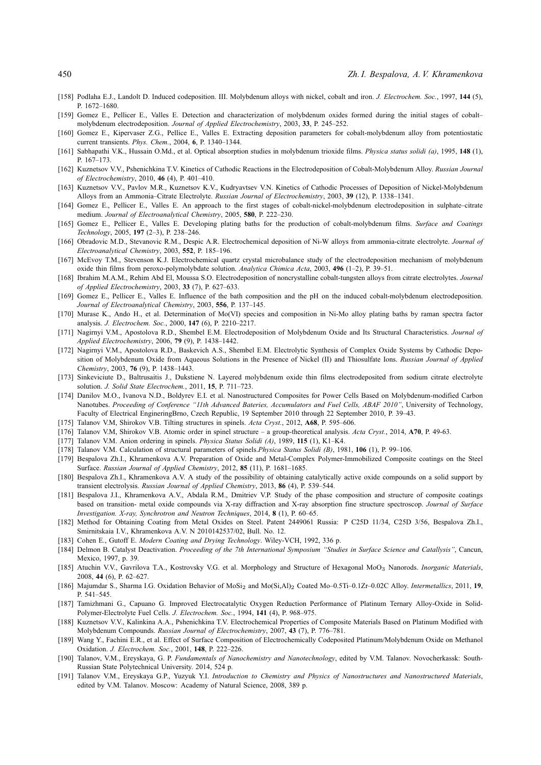[158] Podlaha E.J., Landolt D. Induced codeposition. III. Molybdenum alloys with nickel, cobalt and iron. *J. Electrochem. Soc.*, 1997, **144** (5), P. 1672–1680.

[159] Gomez E., Pellicer E., Valles E. Detection and characterization of molybdenum oxides formed during the initial stages of cobalt–molybdenum electrodeposition. *Journal of Applied Electrochemistry*, 2003, **33**, P. 245–252.

[160] Gomez E., Kipervaser Z.G., Pellice E., Valles E. Extracting deposition parameters for cobalt-molybdenum alloy from potentiostatic current transients. *Phys. Chem.*, 2004, **6**, P. 1340–1344.

[161] Sabhapathi V.K., Hussain O.Md., et al. Optical absorption studies in molybdenum trioxide films. *Physica status solidi (a)*, 1995, **148** (1), P. 167–173.

[162] Kuznetsov V.V., Pshenichkina T.V. Kinetics of Cathodic Reactions in the Electrodeposition of Cobalt-Molybdenum Alloy. *Russian Journal of Electrochemistry*, 2010, **46** (4), P. 401–410.

[163] Kuznetsov V.V., Pavlov M.R., Kuznetsov K.V., Kudryavtsev V.N. Kinetics of Cathodic Processes of Deposition of Nickel-Molybdenum Alloys from an Ammonia–Citrate Electrolyte. *Russian Journal of Electrochemistry*, 2003, **39** (12), P. 1338–1341.

[164] Gomez E., Pellicer E., Valles E. An approach to the first stages of cobalt-nickel-molybdenum electrodeposition in sulphate–citrate medium. *Journal of Electroanalytical Chemistry*, 2005, **580**, P. 222–230.

[165] Gomez E., Pellicer E., Valles E. Developing plating baths for the production of cobalt-molybdenum films. *Surface and Coatings Technology*, 2005, **197** (2–3), P. 238–246.

[166] Obradovic M.D., Stevanovic R.M., Despic A.R. Electrochemical deposition of Ni-W alloys from ammonia-citrate electrolyte. *Journal of Electroanalytical Chemistry*, 2003, **552**, P. 185–196.

[167] McEvoy T.M., Stevenson K.J. Electrochemical quartz crystal microbalance study of the electrodeposition mechanism of molybdenum oxide thin films from peroxo-polymolybdate solution. *Analytica Chimica Acta*, 2003, **496** (1–2), P. 39–51.

[168] Ibrahim M.A.M., Rehim Abd El, Moussa S.O. Electrodeposition of noncrystalline cobalt-tungsten alloys from citrate electrolytes. *Journal of Applied Electrochemistry*, 2003, **33** (7), P. 627–633.

[169] Gomez E., Pellicer E., Valles E. Influence of the bath composition and the pH on the induced cobalt-molybdenum electrodeposition. *Journal of Electroanalytical Chemistry*, 2003, **556**, P. 137–145.

[170] Murase K., Ando H., et al. Determination of Mo(VI) species and composition in Ni-Mo alloy plating baths by raman spectra factor analysis. *J. Electrochem. Soc.*, 2000, **147** (6), P. 2210–2217.

[171] Nagirnyi V.M., Apostolova R.D., Shembel E.M. Electrodeposition of Molybdenum Oxide and Its Structural Characteristics. *Journal of Applied Electrochemistry*, 2006, **79** (9), P. 1438–1442.

[172] Nagirnyi V.M., Apostolova R.D., Baskevich A.S., Shembel E.M. Electrolytic Synthesis of Complex Oxide Systems by Cathodic Deposition of Molybdenum Oxide from Aqueous Solutions in the Presence of Nickel (II) and Thiosulfate Ions. *Russian Journal of Applied Chemistry*, 2003, **76** (9), P. 1438–1443.

[173] Sinkeviciute D., Baltrusaitis J., Dukstiene N. Layered molybdenum oxide thin films electrodeposited from sodium citrate electrolyte solution. *J. Solid State Electrochem.*, 2011, **15**, P. 711–723.

[174] Danilov M.O., Ivanova N.D., Boldyrev E.I. et al. Nanostructured Composites for Power Cells Based on Molybdenum-modified Carbon Nanotubes. *Proceeding of Conference "11th Advanced Bateries, Accumulators and Fuel Cells, ABAF 2010"*, University of Technology, Faculty of Electrical EngineringBrno, Czech Republic, 19 September 2010 through 22 September 2010, P. 39–43.

[175] Talanov V.M, Shirokov V.B. Tilting structures in spinels. *Acta Cryst.*, 2012, **A68**, P. 595–606.

[176] Talanov V.M, Shirokov V.B. Atomic order in spinel structure – a group-theoretical analysis. *Acta Cryst.*, 2014, **A70**, P. 49-63.

[177] Talanov V.M. Anion ordering in spinels. *Physica Status Solidi (A)*, 1989, **115** (1), K1–K4.

[178] Talanov V.M. Calculation of structural parameters of spinels.*Physica Status Solidi (B)*, 1981, **106** (1), P. 99–106.

[179] Bespalova Zh.I., Khramenkova A.V. Preparation of Oxide and Metal-Complex Polymer-Immobilized Composite coatings on the Steel Surface. *Russian Journal of Applied Chemistry*, 2012, **85** (11), P. 1681–1685.

[180] Bespalova Zh.I., Khramenkova A.V. A study of the possibility of obtaining catalytically active oxide compounds on a solid support by transient electrolysis. *Russian Journal of Applied Chemistry*, 2013, **86** (4), P. 539–544.

[181] Bespalova J.I., Khramenkova A.V., Abdala R.M., Dmitriev V.P. Study of the phase composition and structure of composite coatings based on transition- metal oxide compounds via X-ray diffraction and X-ray absorption fine structure spectroscop. *Journal of Surface Investigation. X-ray, Synchrotron and Neutron Techniques*, 2014, **8** (1), P. 60–65.

[182] Method for Obtaining Coating from Metal Oxides on Steel. Patent 2449061 Russia: P C25D 11/34, C25D 3/56, Bespalova Zh.I., Smirnitskaia I.V., Khramenkova A.V. N 2010142537/02, Bull. No. 12.

[183] Cohen E., Gutoff E. *Modern Coating and Drying Technology*. Wiley-VCH, 1992, 336 p.

[184] Delmon B. Catalyst Deactivation. *Proceeding of the 7th International Symposium "Studies in Surface Science and Catallysis"*, Cancun, Mexico, 1997, p. 39.

[185] Atuchin V.V., Gavrilova T.A., Kostrovsky V.G. et al. Morphology and Structure of Hexagonal $MoO_3$ Nanorods. *Inorganic Materials*, 2008, **44** (6), P. 62–627.

[186] Majumdar S., Sharma I.G. Oxidation Behavior of $MoSi_2$ and $Mo(Si,Al)_2$ Coated Mo–0.5Ti–0.1Zr–0.02C Alloy. *Intermetallics*, 2011, **19**, P. 541–545.

[187] Tamizhmani G., Capuano G. Improved Electrocatalytic Oxygen Reduction Performance of Platinum Ternary Alloy-Oxide in Solid-Polymer-Electrolyte Fuel Cells. *J. Electrochem. Soc.*, 1994, **141** (4), P. 968–975.

[188] Kuznetsov V.V., Kalinkina A.A., Pshenichkina T.V. Electrochemical Properties of Composite Materials Based on Platinum Modified with Molybdenum Compounds. *Russian Journal of Electrochemistry*, 2007, **43** (7), P. 776–781.

[189] Wang Y., Fachini E.R., et al. Effect of Surface Composition of Electrochemically Codeposited Platinum/Molybdenum Oxide on Methanol Oxidation. *J. Electrochem. Soc.*, 2001, **148**, P. 222–226.

[190] Talanov, V.M., Ereyskaya, G. P. *Fundamentals of Nanochemistry and Nanotechnology*, edited by V.M. Talanov. Novocherkassk: South-Russian State Polytechnical University. 2014, 524 p.

[191] Talanov V.M., Ereyskaya G.P., Yuzyuk Y.I. *Introduction to Chemistry and Physics of Nanostructures and Nanostructured Materials*, edited by V.M. Talanov. Moscow: Academy of Natural Science, 2008, 389 p.